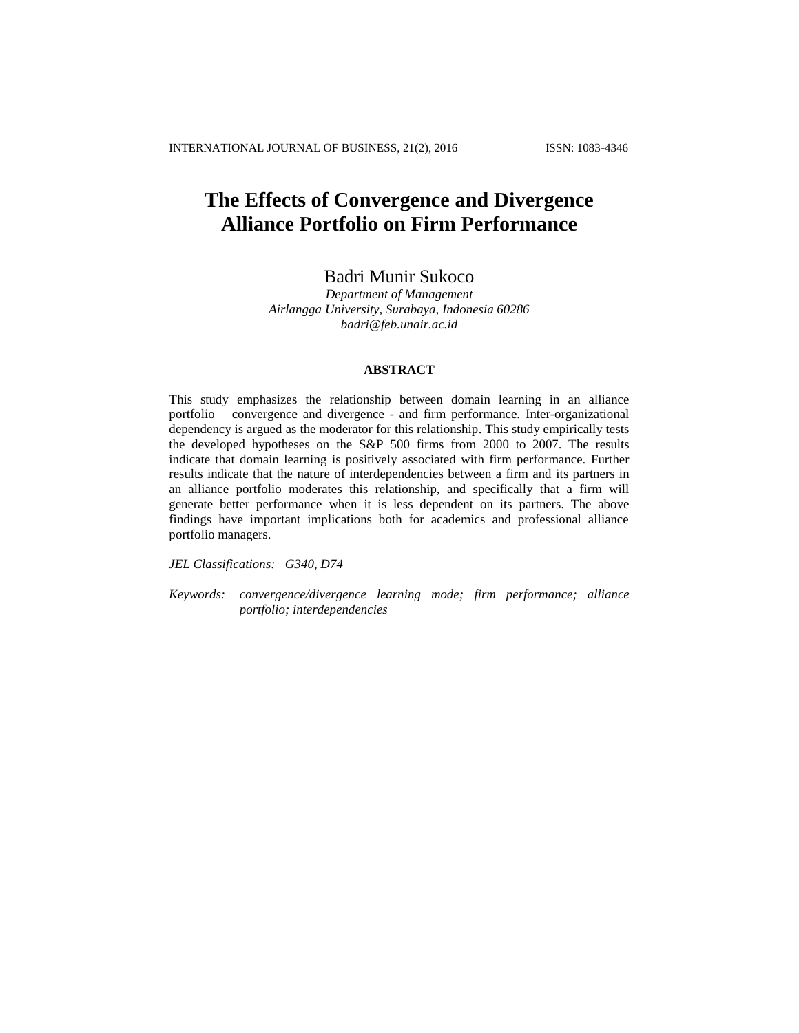# The Effects of Convergence and Divergence Alliance Portfolio on Firm Performance

Badri Munir Sukoco

*Department of Management*
*Airlangga University, Surabaya, Indonesia 60286*
*badri@feb.unair.ac.id*

## ABSTRACT

This study emphasizes the relationship between domain learning in an alliance portfolio – convergence and divergence - and firm performance. Inter-organizational dependency is argued as the moderator for this relationship. This study empirically tests the developed hypotheses on the S&P 500 firms from 2000 to 2007. The results indicate that domain learning is positively associated with firm performance. Further results indicate that the nature of interdependencies between a firm and its partners in an alliance portfolio moderates this relationship, and specifically that a firm will generate better performance when it is less dependent on its partners. The above findings have important implications both for academics and professional alliance portfolio managers.

*JEL Classifications: G340, D74*

*Keywords: convergence/divergence learning mode; firm performance; alliance portfolio; interdependencies*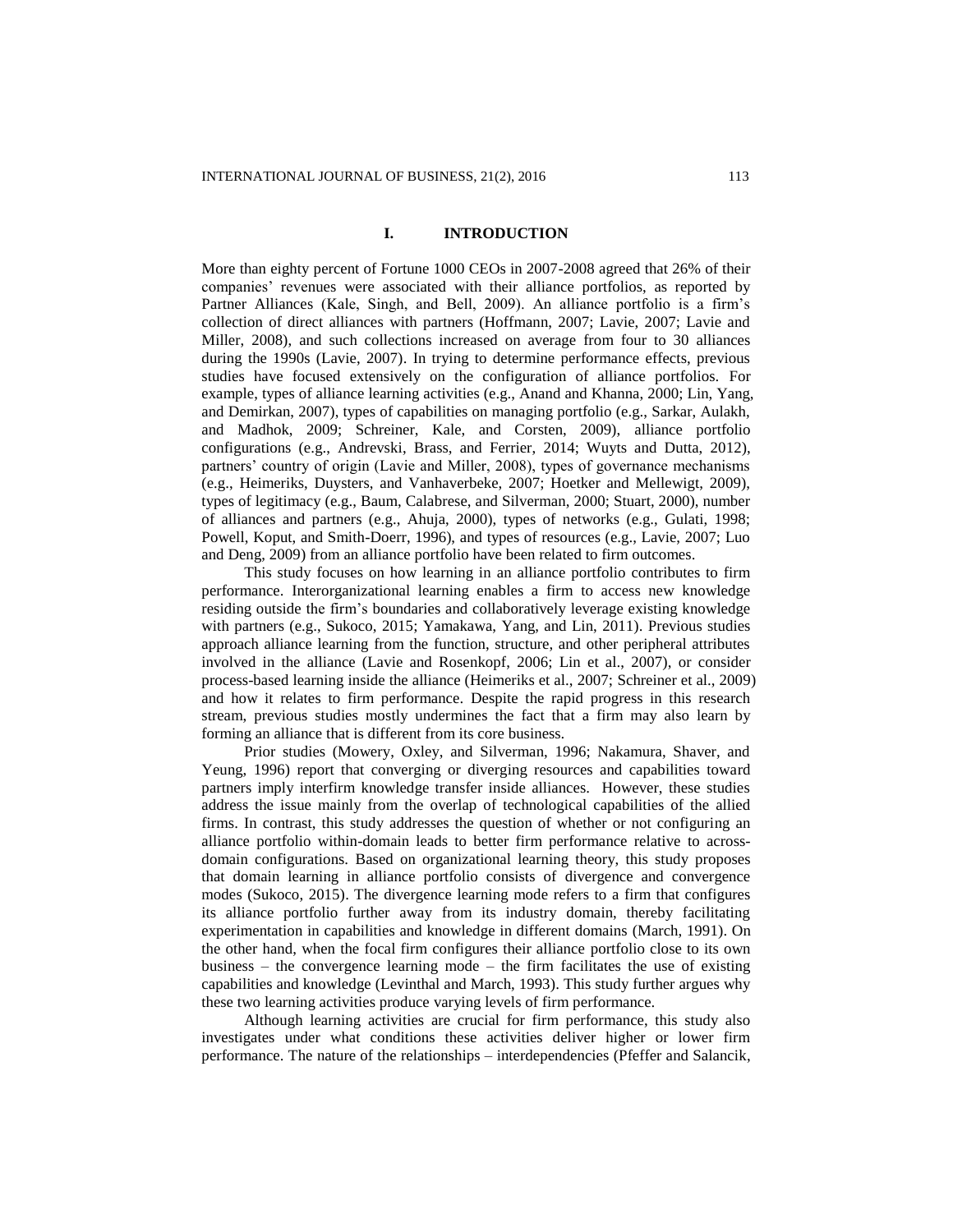## I. INTRODUCTION

More than eighty percent of Fortune 1000 CEOs in 2007-2008 agreed that 26% of their companies' revenues were associated with their alliance portfolios, as reported by Partner Alliances (Kale, Singh, and Bell, 2009). An alliance portfolio is a firm's collection of direct alliances with partners (Hoffmann, 2007; Lavie, 2007; Lavie and Miller, 2008), and such collections increased on average from four to 30 alliances during the 1990s (Lavie, 2007). In trying to determine performance effects, previous studies have focused extensively on the configuration of alliance portfolios. For example, types of alliance learning activities (e.g., Anand and Khanna, 2000; Lin, Yang, and Demirkan, 2007), types of capabilities on managing portfolio (e.g., Sarkar, Aulakh, and Madhok, 2009; Schreiner, Kale, and Corsten, 2009), alliance portfolio configurations (e.g., Andrevski, Brass, and Ferrier, 2014; Wuyts and Dutta, 2012), partners' country of origin (Lavie and Miller, 2008), types of governance mechanisms (e.g., Heimeriks, Duysters, and Vanhaverbeke, 2007; Hoetker and Mellewigt, 2009), types of legitimacy (e.g., Baum, Calabrese, and Silverman, 2000; Stuart, 2000), number of alliances and partners (e.g., Ahuja, 2000), types of networks (e.g., Gulati, 1998; Powell, Koput, and Smith-Doerr, 1996), and types of resources (e.g., Lavie, 2007; Luo and Deng, 2009) from an alliance portfolio have been related to firm outcomes.

This study focuses on how learning in an alliance portfolio contributes to firm performance. Interorganizational learning enables a firm to access new knowledge residing outside the firm's boundaries and collaboratively leverage existing knowledge with partners (e.g., Sukoco, 2015; Yamakawa, Yang, and Lin, 2011). Previous studies approach alliance learning from the function, structure, and other peripheral attributes involved in the alliance (Lavie and Rosenkopf, 2006; Lin et al., 2007), or consider process-based learning inside the alliance (Heimeriks et al., 2007; Schreiner et al., 2009) and how it relates to firm performance. Despite the rapid progress in this research stream, previous studies mostly undermines the fact that a firm may also learn by forming an alliance that is different from its core business.

Prior studies (Mowery, Oxley, and Silverman, 1996; Nakamura, Shaver, and Yeung, 1996) report that converging or diverging resources and capabilities toward partners imply interfirm knowledge transfer inside alliances. However, these studies address the issue mainly from the overlap of technological capabilities of the allied firms. In contrast, this study addresses the question of whether or not configuring an alliance portfolio within-domain leads to better firm performance relative to across-domain configurations. Based on organizational learning theory, this study proposes that domain learning in alliance portfolio consists of divergence and convergence modes (Sukoco, 2015). The divergence learning mode refers to a firm that configures its alliance portfolio further away from its industry domain, thereby facilitating experimentation in capabilities and knowledge in different domains (March, 1991). On the other hand, when the focal firm configures their alliance portfolio close to its own business – the convergence learning mode – the firm facilitates the use of existing capabilities and knowledge (Levinthal and March, 1993). This study further argues why these two learning activities produce varying levels of firm performance.

Although learning activities are crucial for firm performance, this study also investigates under what conditions these activities deliver higher or lower firm performance. The nature of the relationships – interdependencies (Pfeffer and Salancik,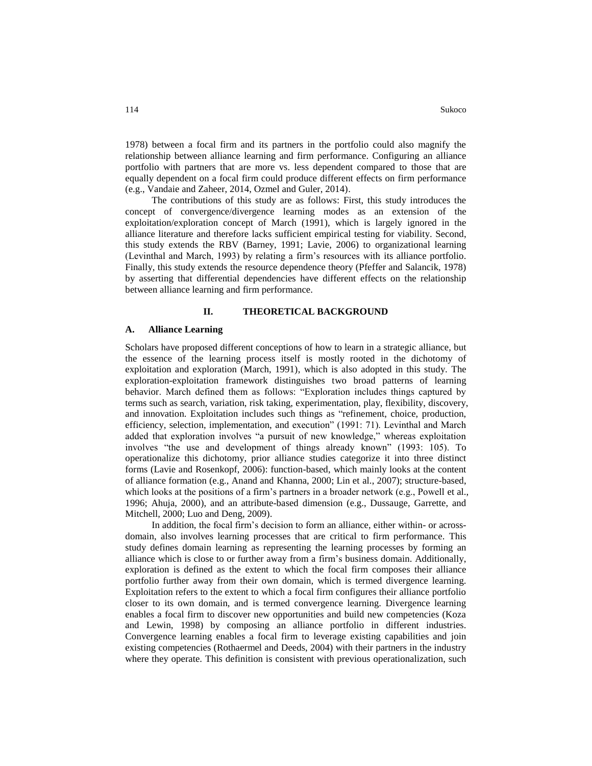1978) between a focal firm and its partners in the portfolio could also magnify the relationship between alliance learning and firm performance. Configuring an alliance portfolio with partners that are more vs. less dependent compared to those that are equally dependent on a focal firm could produce different effects on firm performance (e.g., Vandaie and Zaheer, 2014, Ozmel and Guler, 2014).

The contributions of this study are as follows: First, this study introduces the concept of convergence/divergence learning modes as an extension of the exploitation/exploration concept of March (1991), which is largely ignored in the alliance literature and therefore lacks sufficient empirical testing for viability. Second, this study extends the RBV (Barney, 1991; Lavie, 2006) to organizational learning (Levinthal and March, 1993) by relating a firm's resources with its alliance portfolio. Finally, this study extends the resource dependence theory (Pfeffer and Salancik, 1978) by asserting that differential dependencies have different effects on the relationship between alliance learning and firm performance.

## II. THEORETICAL BACKGROUND

### A. Alliance Learning

Scholars have proposed different conceptions of how to learn in a strategic alliance, but the essence of the learning process itself is mostly rooted in the dichotomy of exploitation and exploration (March, 1991), which is also adopted in this study. The exploration-exploitation framework distinguishes two broad patterns of learning behavior. March defined them as follows: "Exploration includes things captured by terms such as search, variation, risk taking, experimentation, play, flexibility, discovery, and innovation. Exploitation includes such things as "refinement, choice, production, efficiency, selection, implementation, and execution" (1991: 71). Levinthal and March added that exploration involves "a pursuit of new knowledge," whereas exploitation involves "the use and development of things already known" (1993: 105). To operationalize this dichotomy, prior alliance studies categorize it into three distinct forms (Lavie and Rosenkopf, 2006): function-based, which mainly looks at the content of alliance formation (e.g., Anand and Khanna, 2000; Lin et al., 2007); structure-based, which looks at the positions of a firm's partners in a broader network (e.g., Powell et al., 1996; Ahuja, 2000), and an attribute-based dimension (e.g., Dussauge, Garrette, and Mitchell, 2000; Luo and Deng, 2009).

In addition, the focal firm's decision to form an alliance, either within- or across-domain, also involves learning processes that are critical to firm performance. This study defines domain learning as representing the learning processes by forming an alliance which is close to or further away from a firm's business domain. Additionally, exploration is defined as the extent to which the focal firm composes their alliance portfolio further away from their own domain, which is termed divergence learning. Exploitation refers to the extent to which a focal firm configures their alliance portfolio closer to its own domain, and is termed convergence learning. Divergence learning enables a focal firm to discover new opportunities and build new competencies (Koza and Lewin, 1998) by composing an alliance portfolio in different industries. Convergence learning enables a focal firm to leverage existing capabilities and join existing competencies (Rothaermel and Deeds, 2004) with their partners in the industry where they operate. This definition is consistent with previous operationalization, such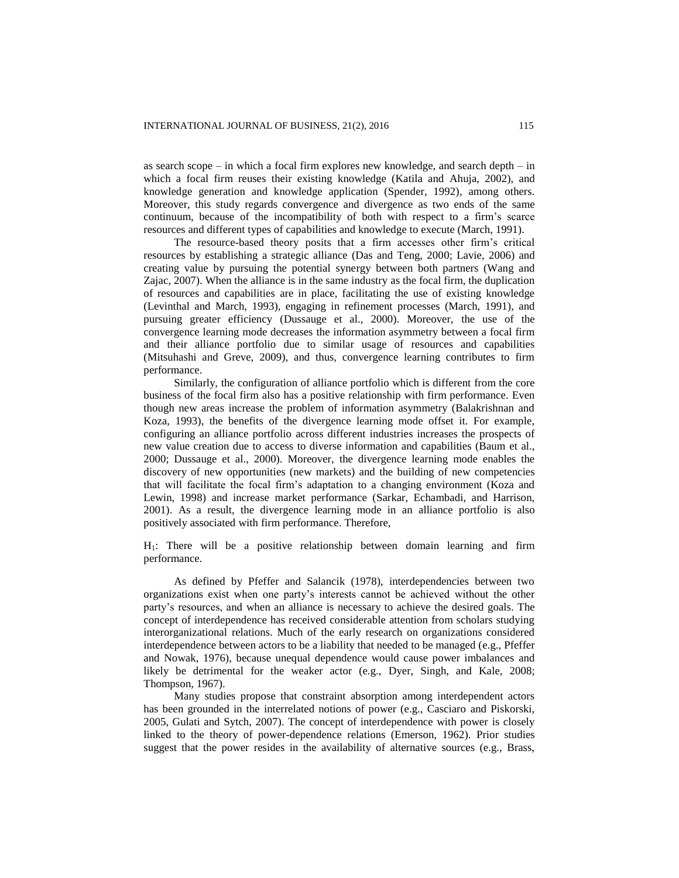as search scope – in which a focal firm explores new knowledge, and search depth – in which a focal firm reuses their existing knowledge (Katila and Ahuja, 2002), and knowledge generation and knowledge application (Spender, 1992), among others. Moreover, this study regards convergence and divergence as two ends of the same continuum, because of the incompatibility of both with respect to a firm's scarce resources and different types of capabilities and knowledge to execute (March, 1991).

The resource-based theory posits that a firm accesses other firm's critical resources by establishing a strategic alliance (Das and Teng, 2000; Lavie, 2006) and creating value by pursuing the potential synergy between both partners (Wang and Zajac, 2007). When the alliance is in the same industry as the focal firm, the duplication of resources and capabilities are in place, facilitating the use of existing knowledge (Levinthal and March, 1993), engaging in refinement processes (March, 1991), and pursuing greater efficiency (Dussauge et al., 2000). Moreover, the use of the convergence learning mode decreases the information asymmetry between a focal firm and their alliance portfolio due to similar usage of resources and capabilities (Mitsuhashi and Greve, 2009), and thus, convergence learning contributes to firm performance.

Similarly, the configuration of alliance portfolio which is different from the core business of the focal firm also has a positive relationship with firm performance. Even though new areas increase the problem of information asymmetry (Balakrishnan and Koza, 1993), the benefits of the divergence learning mode offset it. For example, configuring an alliance portfolio across different industries increases the prospects of new value creation due to access to diverse information and capabilities (Baum et al., 2000; Dussauge et al., 2000). Moreover, the divergence learning mode enables the discovery of new opportunities (new markets) and the building of new competencies that will facilitate the focal firm's adaptation to a changing environment (Koza and Lewin, 1998) and increase market performance (Sarkar, Echambadi, and Harrison, 2001). As a result, the divergence learning mode in an alliance portfolio is also positively associated with firm performance. Therefore,

$H_1$: There will be a positive relationship between domain learning and firm performance.

As defined by Pfeffer and Salancik (1978), interdependencies between two organizations exist when one party's interests cannot be achieved without the other party's resources, and when an alliance is necessary to achieve the desired goals. The concept of interdependence has received considerable attention from scholars studying interorganizational relations. Much of the early research on organizations considered interdependence between actors to be a liability that needed to be managed (e.g., Pfeffer and Nowak, 1976), because unequal dependence would cause power imbalances and likely be detrimental for the weaker actor (e.g., Dyer, Singh, and Kale, 2008; Thompson, 1967).

Many studies propose that constraint absorption among interdependent actors has been grounded in the interrelated notions of power (e.g., Casciaro and Piskorski, 2005, Gulati and Sytch, 2007). The concept of interdependence with power is closely linked to the theory of power-dependence relations (Emerson, 1962). Prior studies suggest that the power resides in the availability of alternative sources (e.g., Brass,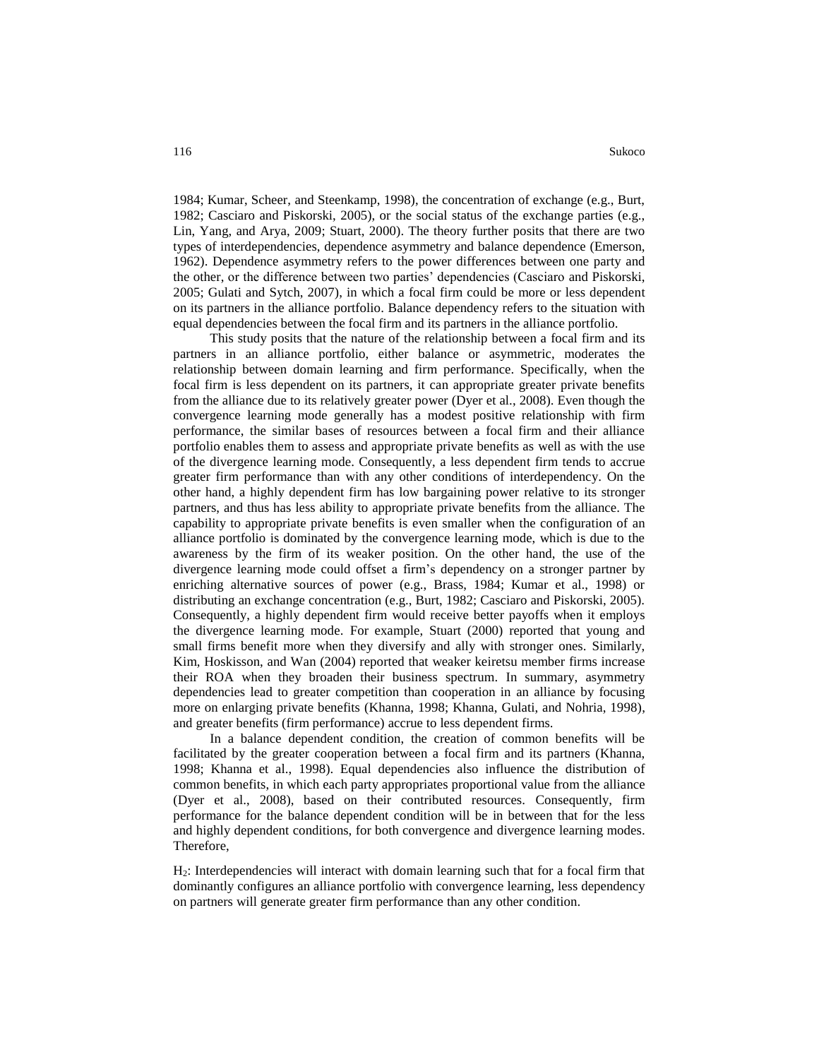1984; Kumar, Scheer, and Steenkamp, 1998), the concentration of exchange (e.g., Burt, 1982; Casciaro and Piskorski, 2005), or the social status of the exchange parties (e.g., Lin, Yang, and Arya, 2009; Stuart, 2000). The theory further posits that there are two types of interdependencies, dependence asymmetry and balance dependence (Emerson, 1962). Dependence asymmetry refers to the power differences between one party and the other, or the difference between two parties' dependencies (Casciaro and Piskorski, 2005; Gulati and Sytch, 2007), in which a focal firm could be more or less dependent on its partners in the alliance portfolio. Balance dependency refers to the situation with equal dependencies between the focal firm and its partners in the alliance portfolio.

This study posits that the nature of the relationship between a focal firm and its partners in an alliance portfolio, either balance or asymmetric, moderates the relationship between domain learning and firm performance. Specifically, when the focal firm is less dependent on its partners, it can appropriate greater private benefits from the alliance due to its relatively greater power (Dyer et al., 2008). Even though the convergence learning mode generally has a modest positive relationship with firm performance, the similar bases of resources between a focal firm and their alliance portfolio enables them to assess and appropriate private benefits as well as with the use of the divergence learning mode. Consequently, a less dependent firm tends to accrue greater firm performance than with any other conditions of interdependency. On the other hand, a highly dependent firm has low bargaining power relative to its stronger partners, and thus has less ability to appropriate private benefits from the alliance. The capability to appropriate private benefits is even smaller when the configuration of an alliance portfolio is dominated by the convergence learning mode, which is due to the awareness by the firm of its weaker position. On the other hand, the use of the divergence learning mode could offset a firm's dependency on a stronger partner by enriching alternative sources of power (e.g., Brass, 1984; Kumar et al., 1998) or distributing an exchange concentration (e.g., Burt, 1982; Casciaro and Piskorski, 2005). Consequently, a highly dependent firm would receive better payoffs when it employs the divergence learning mode. For example, Stuart (2000) reported that young and small firms benefit more when they diversify and ally with stronger ones. Similarly, Kim, Hoskisson, and Wan (2004) reported that weaker keiretsu member firms increase their ROA when they broaden their business spectrum. In summary, asymmetry dependencies lead to greater competition than cooperation in an alliance by focusing more on enlarging private benefits (Khanna, 1998; Khanna, Gulati, and Nohria, 1998), and greater benefits (firm performance) accrue to less dependent firms.

In a balance dependent condition, the creation of common benefits will be facilitated by the greater cooperation between a focal firm and its partners (Khanna, 1998; Khanna et al., 1998). Equal dependencies also influence the distribution of common benefits, in which each party appropriates proportional value from the alliance (Dyer et al., 2008), based on their contributed resources. Consequently, firm performance for the balance dependent condition will be in between that for the less and highly dependent conditions, for both convergence and divergence learning modes. Therefore,

$H_2$: Interdependencies will interact with domain learning such that for a focal firm that dominantly configures an alliance portfolio with convergence learning, less dependency on partners will generate greater firm performance than any other condition.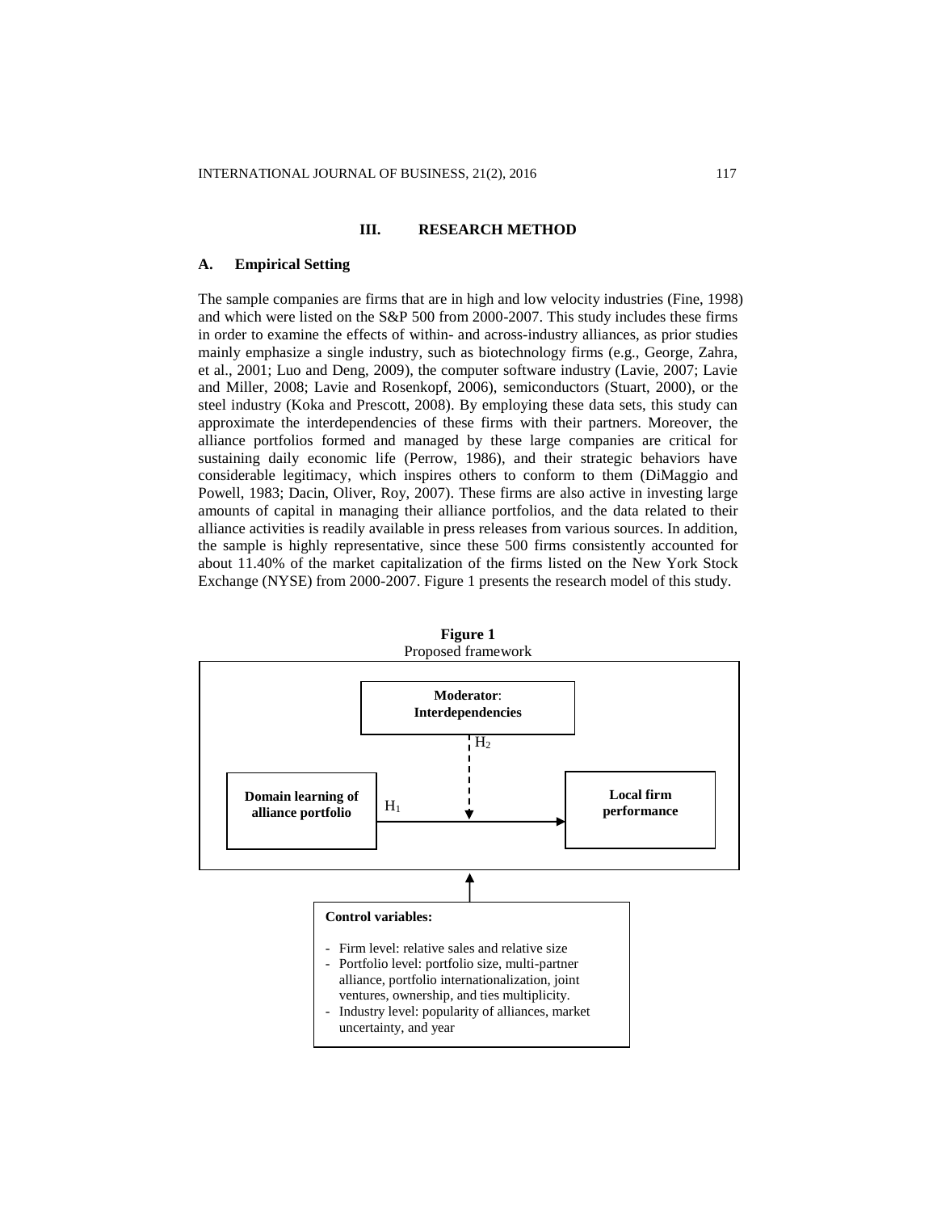## III. RESEARCH METHOD

### A. Empirical Setting

The sample companies are firms that are in high and low velocity industries (Fine, 1998) and which were listed on the S&P 500 from 2000-2007. This study includes these firms in order to examine the effects of within- and across-industry alliances, as prior studies mainly emphasize a single industry, such as biotechnology firms (e.g., George, Zahra, et al., 2001; Luo and Deng, 2009), the computer software industry (Lavie, 2007; Lavie and Miller, 2008; Lavie and Rosenkopf, 2006), semiconductors (Stuart, 2000), or the steel industry (Koka and Prescott, 2008). By employing these data sets, this study can approximate the interdependencies of these firms with their partners. Moreover, the alliance portfolios formed and managed by these large companies are critical for sustaining daily economic life (Perrow, 1986), and their strategic behaviors have considerable legitimacy, which inspires others to conform to them (DiMaggio and Powell, 1983; Dacin, Oliver, Roy, 2007). These firms are also active in investing large amounts of capital in managing their alliance portfolios, and the data related to their alliance activities is readily available in press releases from various sources. In addition, the sample is highly representative, since these 500 firms consistently accounted for about 11.40% of the market capitalization of the firms listed on the New York Stock Exchange (NYSE) from 2000-2007. Figure 1 presents the research model of this study.

**Figure 1**
Proposed framework

**Moderator**: **Interdependencies**

$H_2$

**Domain learning of alliance portfolio** → $H_1$ → **Local firm performance**

**Control variables:**

- Firm level: relative sales and relative size
- Portfolio level: portfolio size, multi-partner alliance, portfolio internationalization, joint ventures, ownership, and ties multiplicity.
- Industry level: popularity of alliances, market uncertainty, and year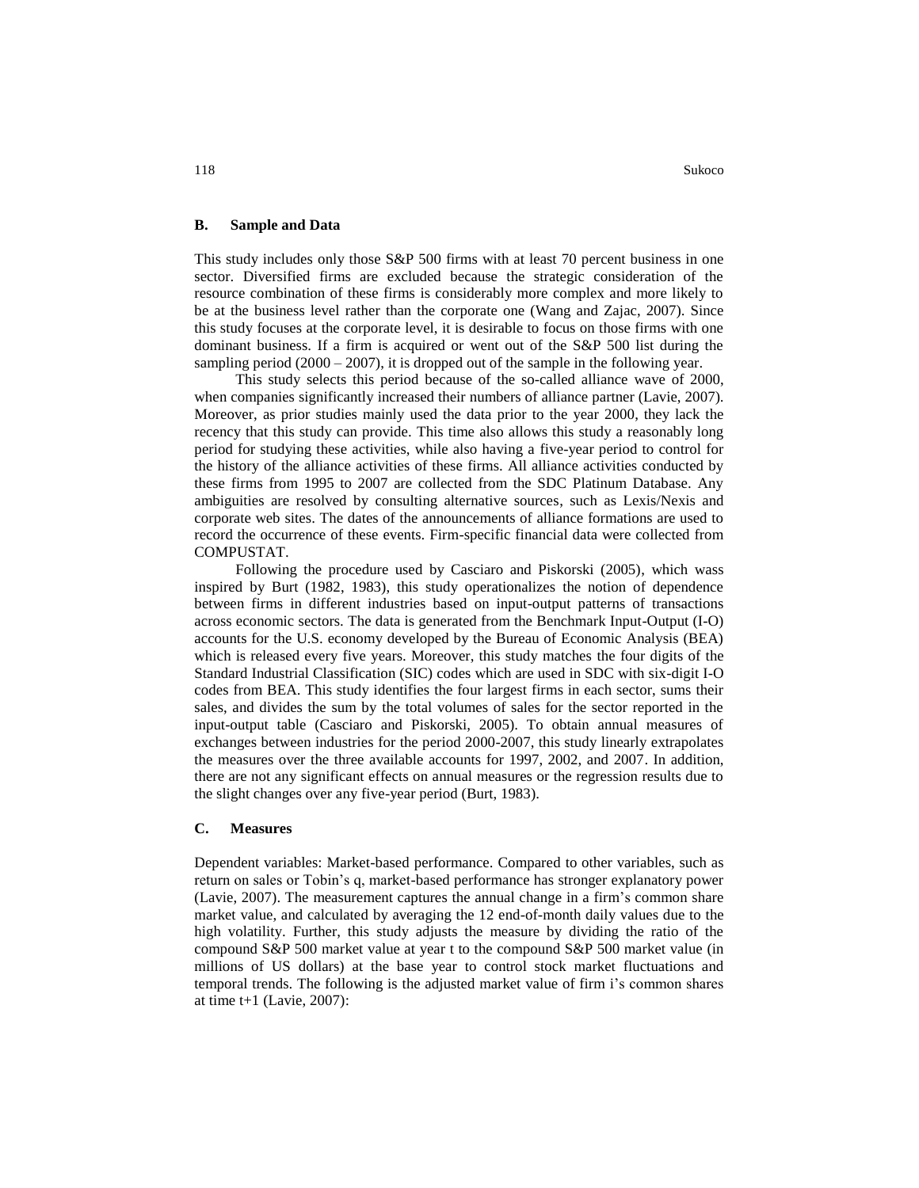### B. Sample and Data

This study includes only those S&P 500 firms with at least 70 percent business in one sector. Diversified firms are excluded because the strategic consideration of the resource combination of these firms is considerably more complex and more likely to be at the business level rather than the corporate one (Wang and Zajac, 2007). Since this study focuses at the corporate level, it is desirable to focus on those firms with one dominant business. If a firm is acquired or went out of the S&P 500 list during the sampling period (2000 – 2007), it is dropped out of the sample in the following year.

This study selects this period because of the so-called alliance wave of 2000, when companies significantly increased their numbers of alliance partner (Lavie, 2007). Moreover, as prior studies mainly used the data prior to the year 2000, they lack the recency that this study can provide. This time also allows this study a reasonably long period for studying these activities, while also having a five-year period to control for the history of the alliance activities of these firms. All alliance activities conducted by these firms from 1995 to 2007 are collected from the SDC Platinum Database. Any ambiguities are resolved by consulting alternative sources, such as Lexis/Nexis and corporate web sites. The dates of the announcements of alliance formations are used to record the occurrence of these events. Firm-specific financial data were collected from COMPUSTAT.

Following the procedure used by Casciaro and Piskorski (2005), which wass inspired by Burt (1982, 1983), this study operationalizes the notion of dependence between firms in different industries based on input-output patterns of transactions across economic sectors. The data is generated from the Benchmark Input-Output (I-O) accounts for the U.S. economy developed by the Bureau of Economic Analysis (BEA) which is released every five years. Moreover, this study matches the four digits of the Standard Industrial Classification (SIC) codes which are used in SDC with six-digit I-O codes from BEA. This study identifies the four largest firms in each sector, sums their sales, and divides the sum by the total volumes of sales for the sector reported in the input-output table (Casciaro and Piskorski, 2005). To obtain annual measures of exchanges between industries for the period 2000-2007, this study linearly extrapolates the measures over the three available accounts for 1997, 2002, and 2007. In addition, there are not any significant effects on annual measures or the regression results due to the slight changes over any five-year period (Burt, 1983).

### C. Measures

Dependent variables: Market-based performance. Compared to other variables, such as return on sales or Tobin's q, market-based performance has stronger explanatory power (Lavie, 2007). The measurement captures the annual change in a firm's common share market value, and calculated by averaging the 12 end-of-month daily values due to the high volatility. Further, this study adjusts the measure by dividing the ratio of the compound S&P 500 market value at year t to the compound S&P 500 market value (in millions of US dollars) at the base year to control stock market fluctuations and temporal trends. The following is the adjusted market value of firm i's common shares at time t+1 (Lavie, 2007):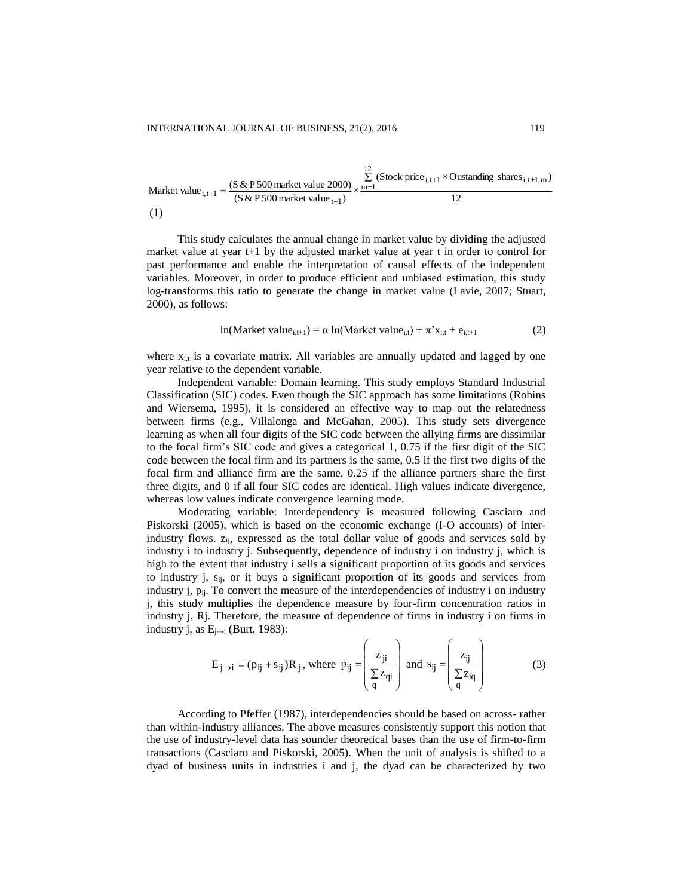$$\text{Market value}_{i,t+1} = \frac{(\text{S \& P 500 market value 2000})}{(\text{S \& P 500 market value}_{t+1})} \times \frac{\sum_{m=1}^{12} (\text{Stock price}_{i,t+1} \times \text{Oustanding shares}_{i,t+1,m})}{12}$$

(1)

This study calculates the annual change in market value by dividing the adjusted market value at year t+1 by the adjusted market value at year t in order to control for past performance and enable the interpretation of causal effects of the independent variables. Moreover, in order to produce efficient and unbiased estimation, this study log-transforms this ratio to generate the change in market value (Lavie, 2007; Stuart, 2000), as follows:

$$\ln(\text{Market value}_{i,t+1}) = \alpha \ln(\text{Market value}_{i,t}) + \pi' x_{i,t} + e_{i,t+1} \tag{2}$$

where $x_{i,t}$ is a covariate matrix. All variables are annually updated and lagged by one year relative to the dependent variable.

Independent variable: Domain learning. This study employs Standard Industrial Classification (SIC) codes. Even though the SIC approach has some limitations (Robins and Wiersema, 1995), it is considered an effective way to map out the relatedness between firms (e.g., Villalonga and McGahan, 2005). This study sets divergence learning as when all four digits of the SIC code between the allying firms are dissimilar to the focal firm's SIC code and gives a categorical 1, 0.75 if the first digit of the SIC code between the focal firm and its partners is the same, 0.5 if the first two digits of the focal firm and alliance firm are the same, 0.25 if the alliance partners share the first three digits, and 0 if all four SIC codes are identical. High values indicate divergence, whereas low values indicate convergence learning mode.

Moderating variable: Interdependency is measured following Casciaro and Piskorski (2005), which is based on the economic exchange (I-O accounts) of inter-industry flows. $z_{ij}$, expressed as the total dollar value of goods and services sold by industry i to industry j. Subsequently, dependence of industry i on industry j, which is high to the extent that industry i sells a significant proportion of its goods and services to industry j, $s_{ij}$, or it buys a significant proportion of its goods and services from industry j, $p_{ij}$. To convert the measure of the interdependencies of industry i on industry j, this study multiplies the dependence measure by four-firm concentration ratios in industry j, Rj. Therefore, the measure of dependence of firms in industry i on firms in industry j, as $E_{j \to i}$ (Burt, 1983):

$$E_{j \to i} = (p_{ij} + s_{ij})R_j, \text{ where } p_{ij} = \left( \frac{z_{ji}}{\sum_q z_{qi}} \right) \text{ and } s_{ij} = \left( \frac{z_{ij}}{\sum_q z_{iq}} \right) \tag{3}$$

According to Pfeffer (1987), interdependencies should be based on across- rather than within-industry alliances. The above measures consistently support this notion that the use of industry-level data has sounder theoretical bases than the use of firm-to-firm transactions (Casciaro and Piskorski, 2005). When the unit of analysis is shifted to a dyad of business units in industries i and j, the dyad can be characterized by two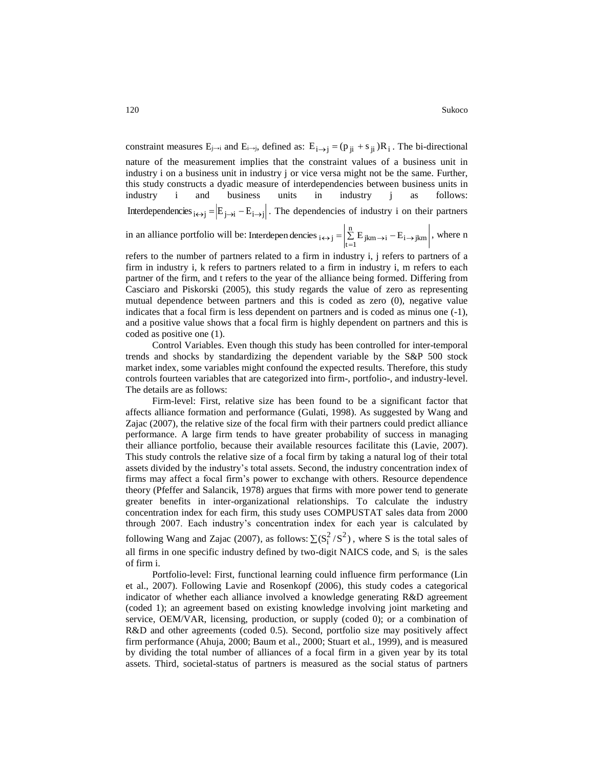constraint measures $E_{j\rightarrow i}$ and $E_{i\rightarrow j}$, defined as: $E_{i\rightarrow j} = (p_{ji} + s_{ji})R_i$. The bi-directional nature of the measurement implies that the constraint values of a business unit in industry i on a business unit in industry j or vice versa might not be the same. Further, this study constructs a dyadic measure of interdependencies between business units in industry i and business units in industry j as follows: $\text{Interdependencies}_{i\leftrightarrow j} = \left| E_{j\rightarrow i} - E_{i\rightarrow j} \right|$. The dependencies of industry i on their partners in an alliance portfolio will be: $\text{Interdependencies}_{i\leftrightarrow j} = \left| \sum_{t=1}^{n} E_{jkm\rightarrow i} - E_{i\rightarrow jkm} \right|$, where n refers to the number of partners related to a firm in industry i, j refers to partners of a firm in industry i, k refers to partners related to a firm in industry i, m refers to each partner of the firm, and t refers to the year of the alliance being formed. Differing from Casciaro and Piskorski (2005), this study regards the value of zero as representing mutual dependence between partners and this is coded as zero (0), negative value indicates that a focal firm is less dependent on partners and is coded as minus one (-1), and a positive value shows that a focal firm is highly dependent on partners and this is coded as positive one (1).

Control Variables. Even though this study has been controlled for inter-temporal trends and shocks by standardizing the dependent variable by the S&P 500 stock market index, some variables might confound the expected results. Therefore, this study controls fourteen variables that are categorized into firm-, portfolio-, and industry-level. The details are as follows:

Firm-level: First, relative size has been found to be a significant factor that affects alliance formation and performance (Gulati, 1998). As suggested by Wang and Zajac (2007), the relative size of the focal firm with their partners could predict alliance performance. A large firm tends to have greater probability of success in managing their alliance portfolio, because their available resources facilitate this (Lavie, 2007). This study controls the relative size of a focal firm by taking a natural log of their total assets divided by the industry's total assets. Second, the industry concentration index of firms may affect a focal firm's power to exchange with others. Resource dependence theory (Pfeffer and Salancik, 1978) argues that firms with more power tend to generate greater benefits in inter-organizational relationships. To calculate the industry concentration index for each firm, this study uses COMPUSTAT sales data from 2000 through 2007. Each industry's concentration index for each year is calculated by following Wang and Zajac (2007), as follows: $\sum(S_i^2 / S^2)$, where S is the total sales of all firms in one specific industry defined by two-digit NAICS code, and $S_i$ is the sales of firm i.

Portfolio-level: First, functional learning could influence firm performance (Lin et al., 2007). Following Lavie and Rosenkopf (2006), this study codes a categorical indicator of whether each alliance involved a knowledge generating R&D agreement (coded 1); an agreement based on existing knowledge involving joint marketing and service, OEM/VAR, licensing, production, or supply (coded 0); or a combination of R&D and other agreements (coded 0.5). Second, portfolio size may positively affect firm performance (Ahuja, 2000; Baum et al., 2000; Stuart et al., 1999), and is measured by dividing the total number of alliances of a focal firm in a given year by its total assets. Third, societal-status of partners is measured as the social status of partners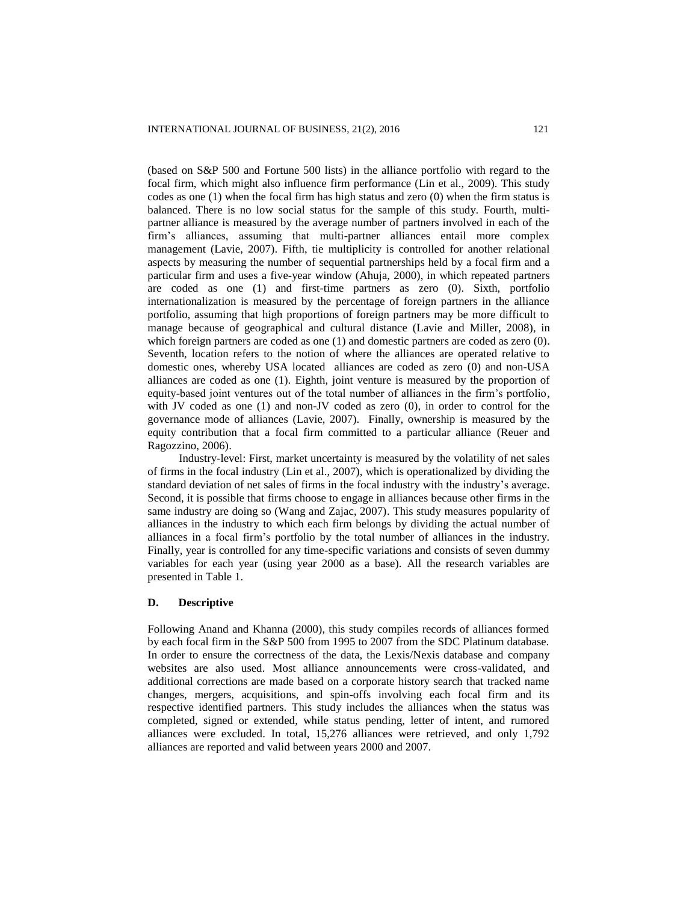(based on S&P 500 and Fortune 500 lists) in the alliance portfolio with regard to the focal firm, which might also influence firm performance (Lin et al., 2009). This study codes as one (1) when the focal firm has high status and zero (0) when the firm status is balanced. There is no low social status for the sample of this study. Fourth, multi-partner alliance is measured by the average number of partners involved in each of the firm's alliances, assuming that multi-partner alliances entail more complex management (Lavie, 2007). Fifth, tie multiplicity is controlled for another relational aspects by measuring the number of sequential partnerships held by a focal firm and a particular firm and uses a five-year window (Ahuja, 2000), in which repeated partners are coded as one (1) and first-time partners as zero (0). Sixth, portfolio internationalization is measured by the percentage of foreign partners in the alliance portfolio, assuming that high proportions of foreign partners may be more difficult to manage because of geographical and cultural distance (Lavie and Miller, 2008), in which foreign partners are coded as one (1) and domestic partners are coded as zero (0). Seventh, location refers to the notion of where the alliances are operated relative to domestic ones, whereby USA located alliances are coded as zero (0) and non-USA alliances are coded as one (1). Eighth, joint venture is measured by the proportion of equity-based joint ventures out of the total number of alliances in the firm's portfolio, with JV coded as one (1) and non-JV coded as zero (0), in order to control for the governance mode of alliances (Lavie, 2007). Finally, ownership is measured by the equity contribution that a focal firm committed to a particular alliance (Reuer and Ragozzino, 2006).

Industry-level: First, market uncertainty is measured by the volatility of net sales of firms in the focal industry (Lin et al., 2007), which is operationalized by dividing the standard deviation of net sales of firms in the focal industry with the industry's average. Second, it is possible that firms choose to engage in alliances because other firms in the same industry are doing so (Wang and Zajac, 2007). This study measures popularity of alliances in the industry to which each firm belongs by dividing the actual number of alliances in a focal firm's portfolio by the total number of alliances in the industry. Finally, year is controlled for any time-specific variations and consists of seven dummy variables for each year (using year 2000 as a base). All the research variables are presented in Table 1.

## D. Descriptive

Following Anand and Khanna (2000), this study compiles records of alliances formed by each focal firm in the S&P 500 from 1995 to 2007 from the SDC Platinum database. In order to ensure the correctness of the data, the Lexis/Nexis database and company websites are also used. Most alliance announcements were cross-validated, and additional corrections are made based on a corporate history search that tracked name changes, mergers, acquisitions, and spin-offs involving each focal firm and its respective identified partners. This study includes the alliances when the status was completed, signed or extended, while status pending, letter of intent, and rumored alliances were excluded. In total, 15,276 alliances were retrieved, and only 1,792 alliances are reported and valid between years 2000 and 2007.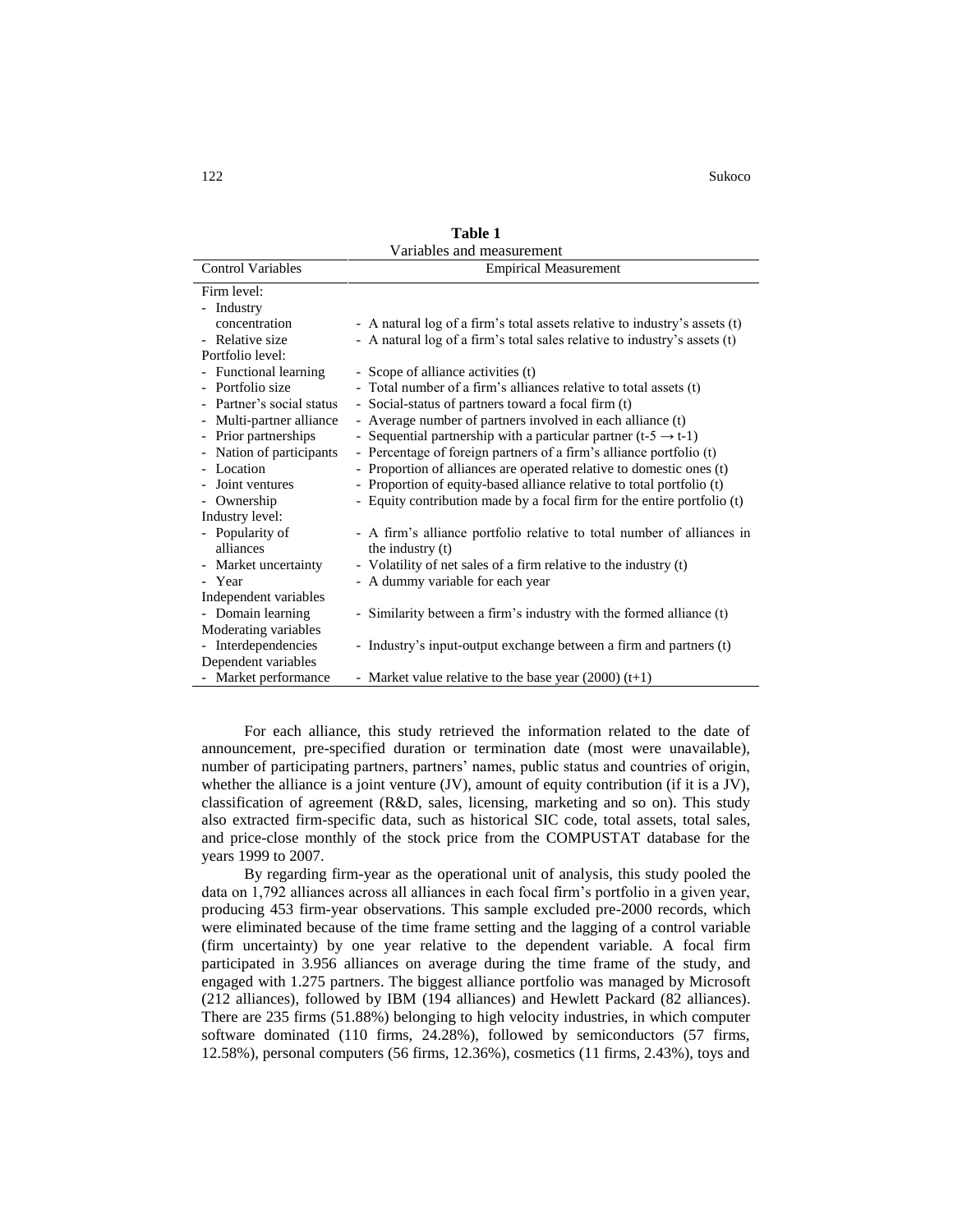**Table 1**

Variables and measurement

| Control Variables | Empirical Measurement |
|---|---|
| Firm level: | |
| - Industry concentration | - A natural log of a firm's total assets relative to industry's assets (t) |
| - Relative size | - A natural log of a firm's total sales relative to industry's assets (t) |
| Portfolio level: | |
| - Functional learning | - Scope of alliance activities (t) |
| - Portfolio size | - Total number of a firm's alliances relative to total assets (t) |
| - Partner's social status | - Social-status of partners toward a focal firm (t) |
| - Multi-partner alliance | - Average number of partners involved in each alliance (t) |
| - Prior partnerships | - Sequential partnership with a particular partner ($t\text{-}5 \rightarrow t\text{-}1$) |
| - Nation of participants | - Percentage of foreign partners of a firm's alliance portfolio (t) |
| - Location | - Proportion of alliances are operated relative to domestic ones (t) |
| - Joint ventures | - Proportion of equity-based alliance relative to total portfolio (t) |
| - Ownership | - Equity contribution made by a focal firm for the entire portfolio (t) |
| Industry level: | |
| - Popularity of alliances | - A firm's alliance portfolio relative to total number of alliances in the industry (t) |
| - Market uncertainty | - Volatility of net sales of a firm relative to the industry (t) |
| - Year | - A dummy variable for each year |
| Independent variables | |
| - Domain learning | - Similarity between a firm's industry with the formed alliance (t) |
| Moderating variables | |
| - Interdependencies | - Industry's input-output exchange between a firm and partners (t) |
| Dependent variables | |
| - Market performance | - Market value relative to the base year (2000) (t+1) |

For each alliance, this study retrieved the information related to the date of announcement, pre-specified duration or termination date (most were unavailable), number of participating partners, partners' names, public status and countries of origin, whether the alliance is a joint venture (JV), amount of equity contribution (if it is a JV), classification of agreement (R&D, sales, licensing, marketing and so on). This study also extracted firm-specific data, such as historical SIC code, total assets, total sales, and price-close monthly of the stock price from the COMPUSTAT database for the years 1999 to 2007.

By regarding firm-year as the operational unit of analysis, this study pooled the data on 1,792 alliances across all alliances in each focal firm's portfolio in a given year, producing 453 firm-year observations. This sample excluded pre-2000 records, which were eliminated because of the time frame setting and the lagging of a control variable (firm uncertainty) by one year relative to the dependent variable. A focal firm participated in 3.956 alliances on average during the time frame of the study, and engaged with 1.275 partners. The biggest alliance portfolio was managed by Microsoft (212 alliances), followed by IBM (194 alliances) and Hewlett Packard (82 alliances). There are 235 firms (51.88%) belonging to high velocity industries, in which computer software dominated (110 firms, 24.28%), followed by semiconductors (57 firms, 12.58%), personal computers (56 firms, 12.36%), cosmetics (11 firms, 2.43%), toys and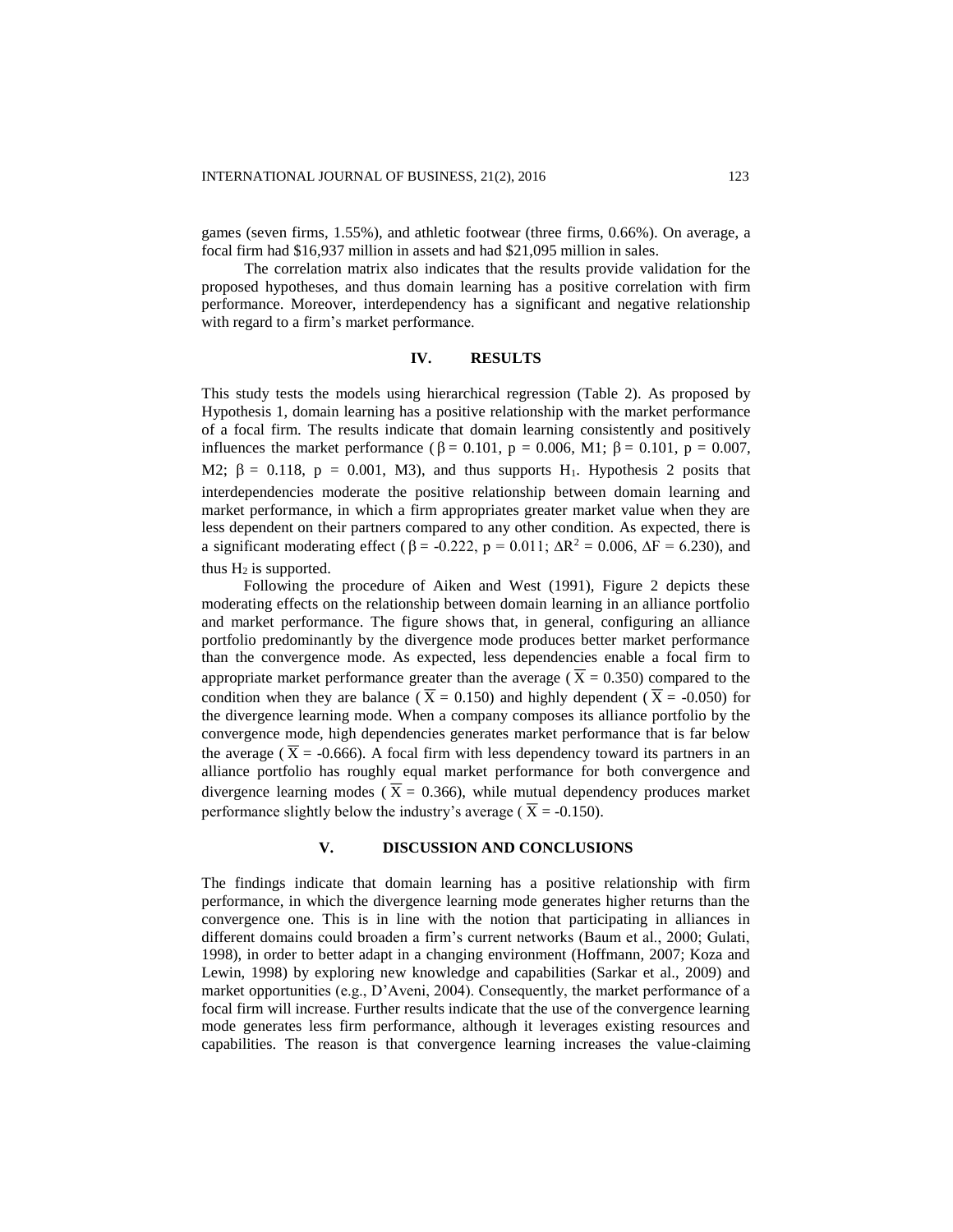games (seven firms, 1.55%), and athletic footwear (three firms, 0.66%). On average, a focal firm had \$16,937 million in assets and had \$21,095 million in sales.

The correlation matrix also indicates that the results provide validation for the proposed hypotheses, and thus domain learning has a positive correlation with firm performance. Moreover, interdependency has a significant and negative relationship with regard to a firm's market performance.

## IV. RESULTS

This study tests the models using hierarchical regression (Table 2). As proposed by Hypothesis 1, domain learning has a positive relationship with the market performance of a focal firm. The results indicate that domain learning consistently and positively influences the market performance ($\beta = 0.101$, $p = 0.006$, M1; $\beta = 0.101$, $p = 0.007$, M2; $\beta = 0.118$, $p = 0.001$, M3), and thus supports $H_1$. Hypothesis 2 posits that interdependencies moderate the positive relationship between domain learning and market performance, in which a firm appropriates greater market value when they are less dependent on their partners compared to any other condition. As expected, there is a significant moderating effect ($\beta = -0.222$, $p = 0.011$; $\Delta R^2 = 0.006$, $\Delta F = 6.230$), and thus $H_2$ is supported.

Following the procedure of Aiken and West (1991), Figure 2 depicts these moderating effects on the relationship between domain learning in an alliance portfolio and market performance. The figure shows that, in general, configuring an alliance portfolio predominantly by the divergence mode produces better market performance than the convergence mode. As expected, less dependencies enable a focal firm to appropriate market performance greater than the average ($\overline{X} = 0.350$) compared to the condition when they are balance ($\overline{X} = 0.150$) and highly dependent ($\overline{X} = -0.050$) for the divergence learning mode. When a company composes its alliance portfolio by the convergence mode, high dependencies generates market performance that is far below the average ($\overline{X} = -0.666$). A focal firm with less dependency toward its partners in an alliance portfolio has roughly equal market performance for both convergence and divergence learning modes ($\overline{X} = 0.366$), while mutual dependency produces market performance slightly below the industry's average ($\overline{X} = -0.150$).

## V. DISCUSSION AND CONCLUSIONS

The findings indicate that domain learning has a positive relationship with firm performance, in which the divergence learning mode generates higher returns than the convergence one. This is in line with the notion that participating in alliances in different domains could broaden a firm's current networks (Baum et al., 2000; Gulati, 1998), in order to better adapt in a changing environment (Hoffmann, 2007; Koza and Lewin, 1998) by exploring new knowledge and capabilities (Sarkar et al., 2009) and market opportunities (e.g., D'Aveni, 2004). Consequently, the market performance of a focal firm will increase. Further results indicate that the use of the convergence learning mode generates less firm performance, although it leverages existing resources and capabilities. The reason is that convergence learning increases the value-claiming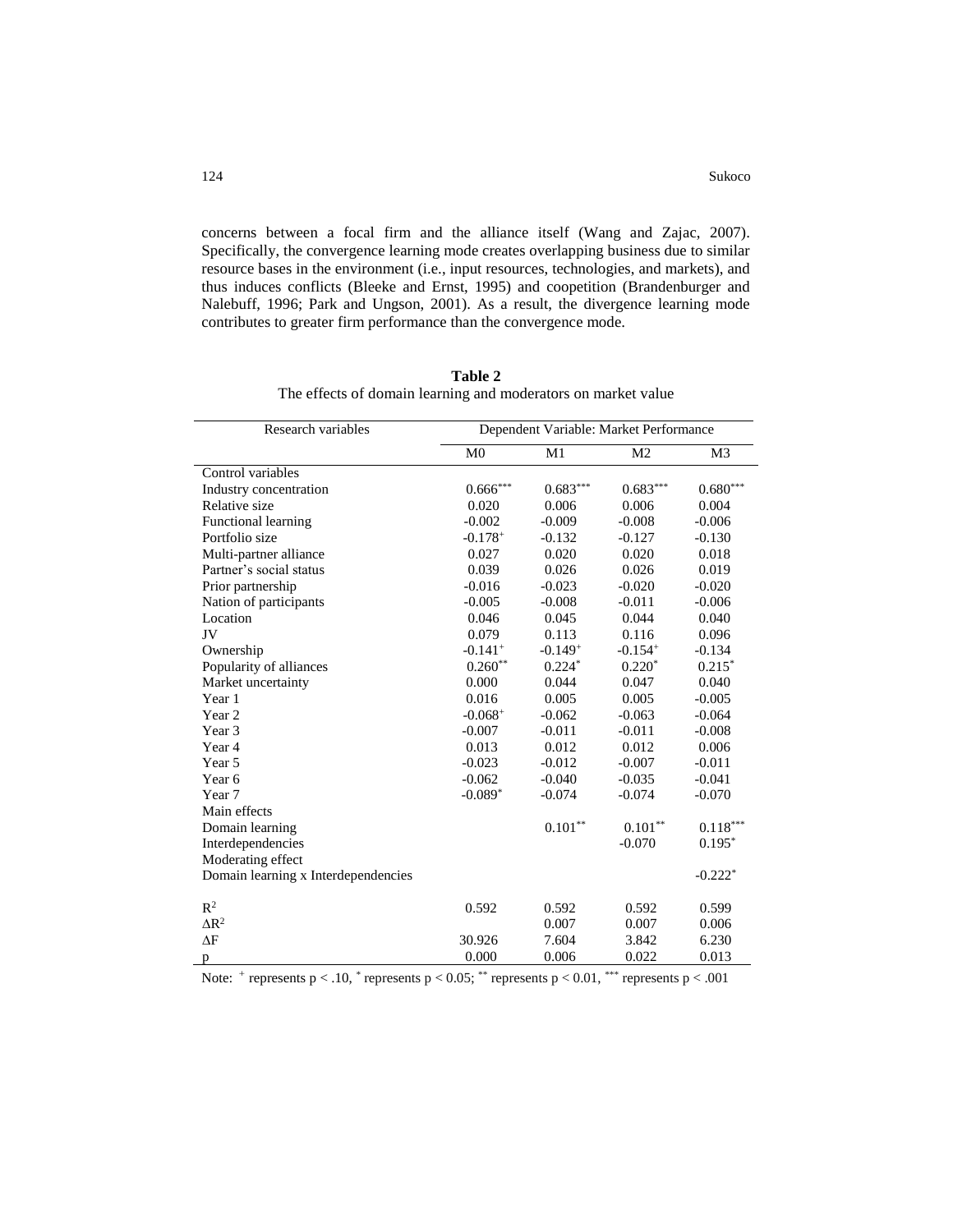concerns between a focal firm and the alliance itself (Wang and Zajac, 2007). Specifically, the convergence learning mode creates overlapping business due to similar resource bases in the environment (i.e., input resources, technologies, and markets), and thus induces conflicts (Bleeke and Ernst, 1995) and coopetition (Brandenburger and Nalebuff, 1996; Park and Ungson, 2001). As a result, the divergence learning mode contributes to greater firm performance than the convergence mode.

**Table 2**
The effects of domain learning and moderators on market value

| Research variables | Dependent Variable: Market Performance | | | |
|---|---|---|---|---|
| | M0 | M1 | M2 | M3 |
| Control variables | | | | |
| Industry concentration | $0.666^{***}$ | $0.683^{***}$ | $0.683^{***}$ | $0.680^{***}$ |
| Relative size | 0.020 | 0.006 | 0.006 | 0.004 |
| Functional learning | -0.002 | -0.009 | -0.008 | -0.006 |
| Portfolio size | $-0.178^{+}$ | -0.132 | -0.127 | -0.130 |
| Multi-partner alliance | 0.027 | 0.020 | 0.020 | 0.018 |
| Partner's social status | 0.039 | 0.026 | 0.026 | 0.019 |
| Prior partnership | -0.016 | -0.023 | -0.020 | -0.020 |
| Nation of participants | -0.005 | -0.008 | -0.011 | -0.006 |
| Location | 0.046 | 0.045 | 0.044 | 0.040 |
| JV | 0.079 | 0.113 | 0.116 | 0.096 |
| Ownership | $-0.141^{+}$ | $-0.149^{+}$ | $-0.154^{+}$ | -0.134 |
| Popularity of alliances | $0.260^{**}$ | $0.224^{*}$ | $0.220^{*}$ | $0.215^{*}$ |
| Market uncertainty | 0.000 | 0.044 | 0.047 | 0.040 |
| Year 1 | 0.016 | 0.005 | 0.005 | -0.005 |
| Year 2 | $-0.068^{+}$ | -0.062 | -0.063 | -0.064 |
| Year 3 | -0.007 | -0.011 | -0.011 | -0.008 |
| Year 4 | 0.013 | 0.012 | 0.012 | 0.006 |
| Year 5 | -0.023 | -0.012 | -0.007 | -0.011 |
| Year 6 | -0.062 | -0.040 | -0.035 | -0.041 |
| Year 7 | $-0.089^{*}$ | -0.074 | -0.074 | -0.070 |
| Main effects | | | | |
| Domain learning | | $0.101^{**}$ | $0.101^{**}$ | $0.118^{***}$ |
| Interdependencies | | | -0.070 | $0.195^{*}$ |
| Moderating effect | | | | |
| Domain learning x Interdependencies | | | | $-0.222^{*}$ |
| $R^2$ | 0.592 | 0.592 | 0.592 | 0.599 |
| $\Delta R^2$ | | 0.007 | 0.007 | 0.006 |
| $\Delta F$ | 30.926 | 7.604 | 3.842 | 6.230 |
| p | 0.000 | 0.006 | 0.022 | 0.013 |

Note: $^{+}$ represents $p < .10$, $^{*}$ represents $p < 0.05$; $^{**}$ represents $p < 0.01$, $^{***}$ represents $p < .001$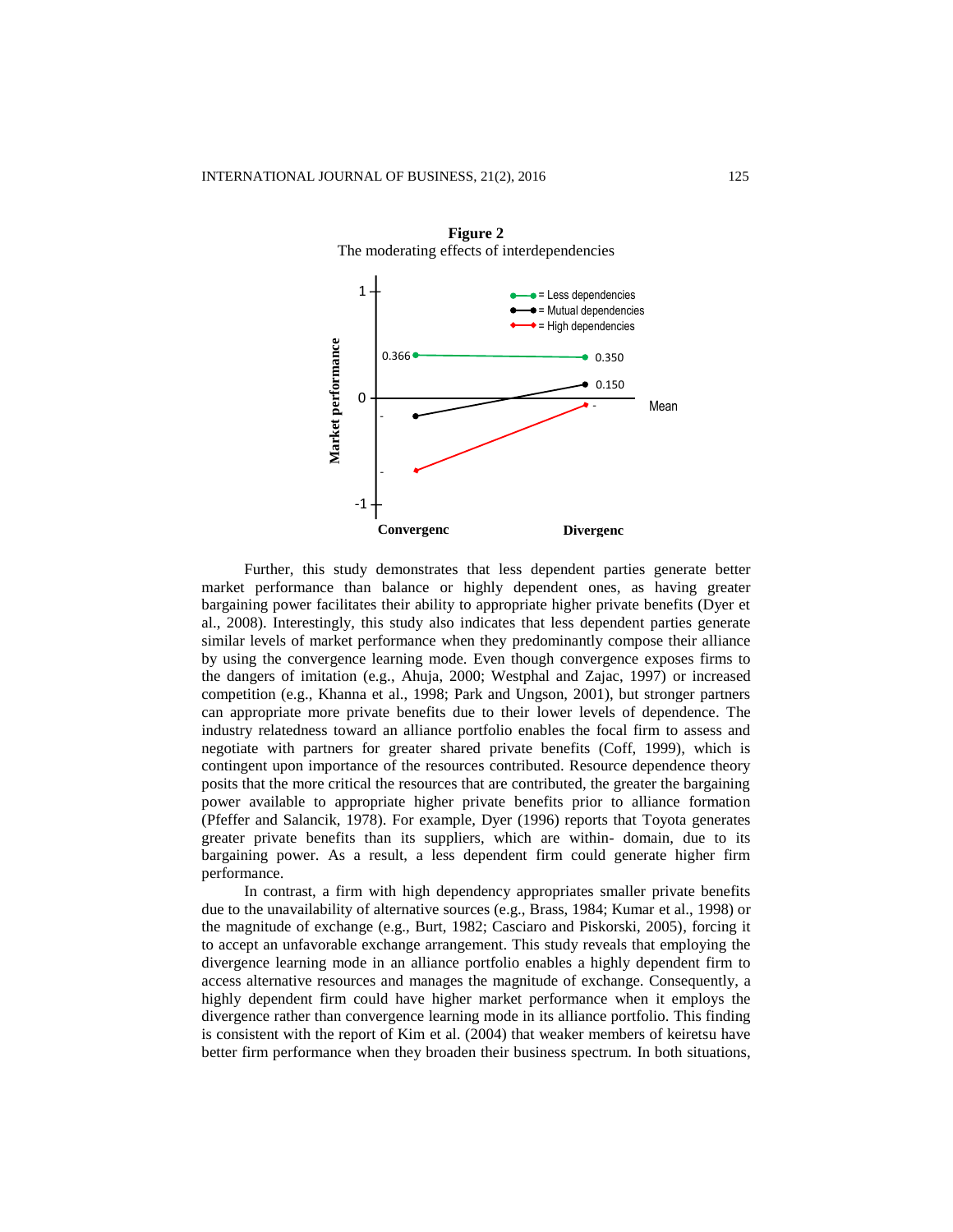**Figure 2**
The moderating effects of interdependencies

Further, this study demonstrates that less dependent parties generate better market performance than balance or highly dependent ones, as having greater bargaining power facilitates their ability to appropriate higher private benefits (Dyer et al., 2008). Interestingly, this study also indicates that less dependent parties generate similar levels of market performance when they predominantly compose their alliance by using the convergence learning mode. Even though convergence exposes firms to the dangers of imitation (e.g., Ahuja, 2000; Westphal and Zajac, 1997) or increased competition (e.g., Khanna et al., 1998; Park and Ungson, 2001), but stronger partners can appropriate more private benefits due to their lower levels of dependence. The industry relatedness toward an alliance portfolio enables the focal firm to assess and negotiate with partners for greater shared private benefits (Coff, 1999), which is contingent upon importance of the resources contributed. Resource dependence theory posits that the more critical the resources that are contributed, the greater the bargaining power available to appropriate higher private benefits prior to alliance formation (Pfeffer and Salancik, 1978). For example, Dyer (1996) reports that Toyota generates greater private benefits than its suppliers, which are within- domain, due to its bargaining power. As a result, a less dependent firm could generate higher firm performance.

In contrast, a firm with high dependency appropriates smaller private benefits due to the unavailability of alternative sources (e.g., Brass, 1984; Kumar et al., 1998) or the magnitude of exchange (e.g., Burt, 1982; Casciaro and Piskorski, 2005), forcing it to accept an unfavorable exchange arrangement. This study reveals that employing the divergence learning mode in an alliance portfolio enables a highly dependent firm to access alternative resources and manages the magnitude of exchange. Consequently, a highly dependent firm could have higher market performance when it employs the divergence rather than convergence learning mode in its alliance portfolio. This finding is consistent with the report of Kim et al. (2004) that weaker members of keiretsu have better firm performance when they broaden their business spectrum. In both situations,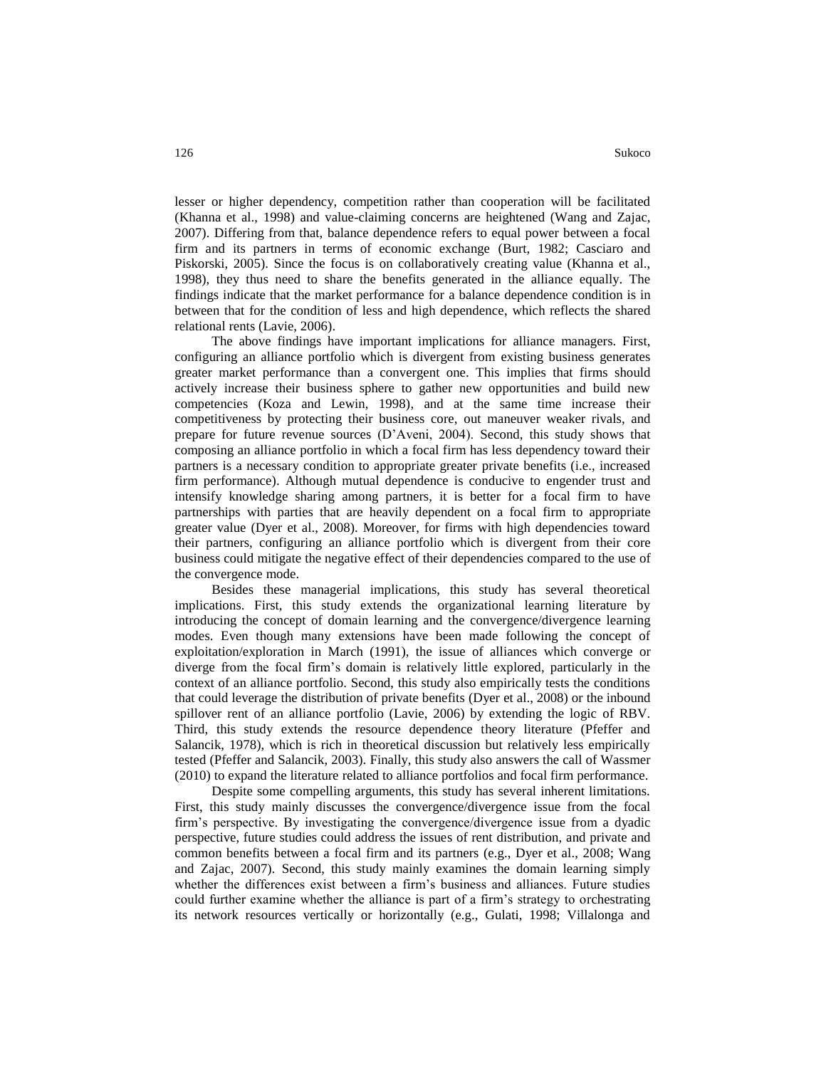lesser or higher dependency, competition rather than cooperation will be facilitated (Khanna et al., 1998) and value-claiming concerns are heightened (Wang and Zajac, 2007). Differing from that, balance dependence refers to equal power between a focal firm and its partners in terms of economic exchange (Burt, 1982; Casciaro and Piskorski, 2005). Since the focus is on collaboratively creating value (Khanna et al., 1998), they thus need to share the benefits generated in the alliance equally. The findings indicate that the market performance for a balance dependence condition is in between that for the condition of less and high dependence, which reflects the shared relational rents (Lavie, 2006).

The above findings have important implications for alliance managers. First, configuring an alliance portfolio which is divergent from existing business generates greater market performance than a convergent one. This implies that firms should actively increase their business sphere to gather new opportunities and build new competencies (Koza and Lewin, 1998), and at the same time increase their competitiveness by protecting their business core, out maneuver weaker rivals, and prepare for future revenue sources (D'Aveni, 2004). Second, this study shows that composing an alliance portfolio in which a focal firm has less dependency toward their partners is a necessary condition to appropriate greater private benefits (i.e., increased firm performance). Although mutual dependence is conducive to engender trust and intensify knowledge sharing among partners, it is better for a focal firm to have partnerships with parties that are heavily dependent on a focal firm to appropriate greater value (Dyer et al., 2008). Moreover, for firms with high dependencies toward their partners, configuring an alliance portfolio which is divergent from their core business could mitigate the negative effect of their dependencies compared to the use of the convergence mode.

Besides these managerial implications, this study has several theoretical implications. First, this study extends the organizational learning literature by introducing the concept of domain learning and the convergence/divergence learning modes. Even though many extensions have been made following the concept of exploitation/exploration in March (1991), the issue of alliances which converge or diverge from the focal firm's domain is relatively little explored, particularly in the context of an alliance portfolio. Second, this study also empirically tests the conditions that could leverage the distribution of private benefits (Dyer et al., 2008) or the inbound spillover rent of an alliance portfolio (Lavie, 2006) by extending the logic of RBV. Third, this study extends the resource dependence theory literature (Pfeffer and Salancik, 1978), which is rich in theoretical discussion but relatively less empirically tested (Pfeffer and Salancik, 2003). Finally, this study also answers the call of Wassmer (2010) to expand the literature related to alliance portfolios and focal firm performance.

Despite some compelling arguments, this study has several inherent limitations. First, this study mainly discusses the convergence/divergence issue from the focal firm's perspective. By investigating the convergence/divergence issue from a dyadic perspective, future studies could address the issues of rent distribution, and private and common benefits between a focal firm and its partners (e.g., Dyer et al., 2008; Wang and Zajac, 2007). Second, this study mainly examines the domain learning simply whether the differences exist between a firm's business and alliances. Future studies could further examine whether the alliance is part of a firm's strategy to orchestrating its network resources vertically or horizontally (e.g., Gulati, 1998; Villalonga and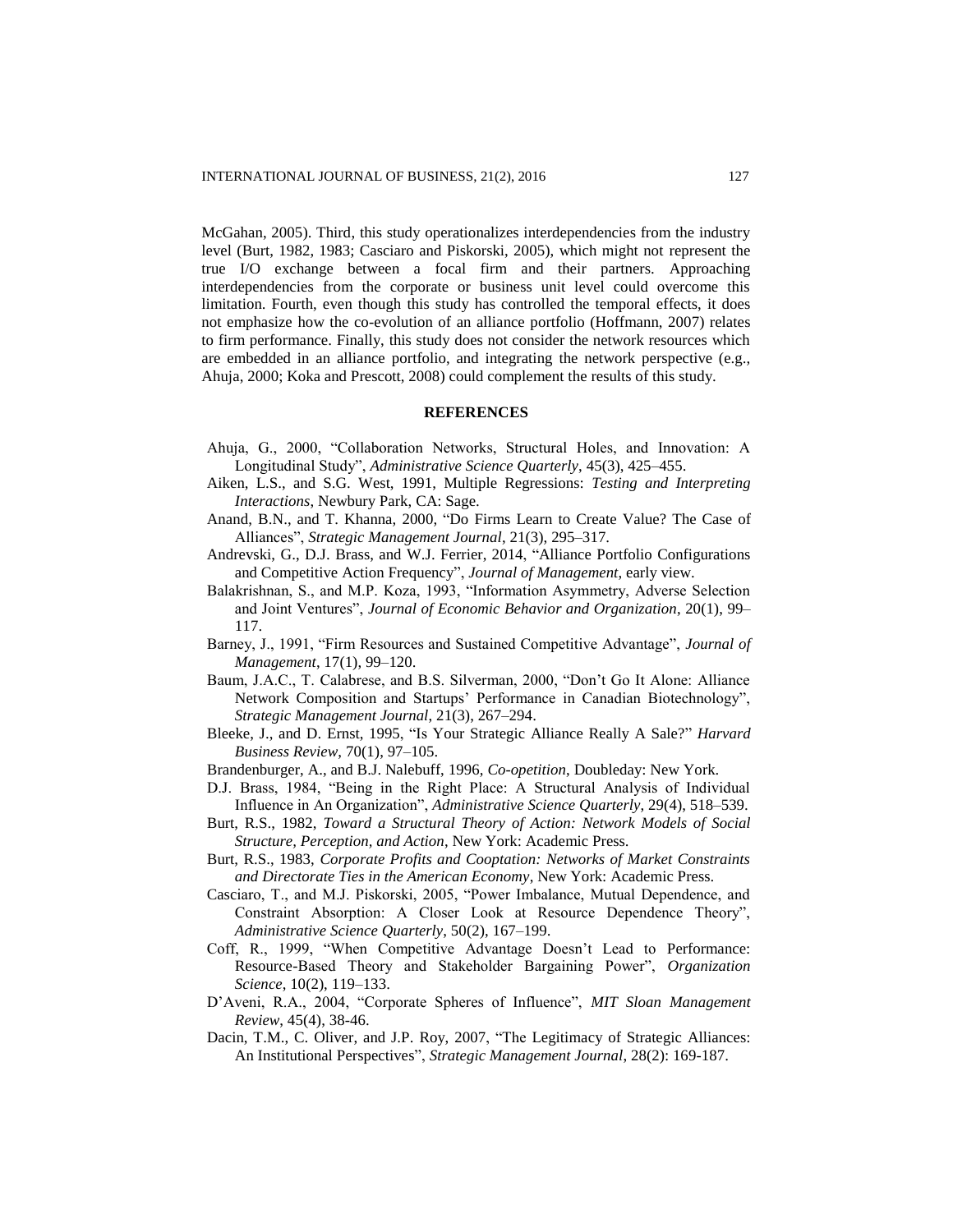McGahan, 2005). Third, this study operationalizes interdependencies from the industry level (Burt, 1982, 1983; Casciaro and Piskorski, 2005), which might not represent the true I/O exchange between a focal firm and their partners. Approaching interdependencies from the corporate or business unit level could overcome this limitation. Fourth, even though this study has controlled the temporal effects, it does not emphasize how the co-evolution of an alliance portfolio (Hoffmann, 2007) relates to firm performance. Finally, this study does not consider the network resources which are embedded in an alliance portfolio, and integrating the network perspective (e.g., Ahuja, 2000; Koka and Prescott, 2008) could complement the results of this study.

## REFERENCES

Ahuja, G., 2000, "Collaboration Networks, Structural Holes, and Innovation: A Longitudinal Study", *Administrative Science Quarterly*, 45(3), 425–455.

Aiken, L.S., and S.G. West, 1991, Multiple Regressions: *Testing and Interpreting Interactions*, Newbury Park, CA: Sage.

Anand, B.N., and T. Khanna, 2000, "Do Firms Learn to Create Value? The Case of Alliances", *Strategic Management Journal*, 21(3), 295–317.

Andrevski, G., D.J. Brass, and W.J. Ferrier, 2014, "Alliance Portfolio Configurations and Competitive Action Frequency", *Journal of Management*, early view.

Balakrishnan, S., and M.P. Koza, 1993, "Information Asymmetry, Adverse Selection and Joint Ventures", *Journal of Economic Behavior and Organization*, 20(1), 99–117.

Barney, J., 1991, "Firm Resources and Sustained Competitive Advantage", *Journal of Management*, 17(1), 99–120.

Baum, J.A.C., T. Calabrese, and B.S. Silverman, 2000, "Don't Go It Alone: Alliance Network Composition and Startups' Performance in Canadian Biotechnology", *Strategic Management Journal*, 21(3), 267–294.

Bleeke, J., and D. Ernst, 1995, "Is Your Strategic Alliance Really A Sale?" *Harvard Business Review*, 70(1), 97–105.

Brandenburger, A., and B.J. Nalebuff, 1996, *Co-opetition*, Doubleday: New York.

D.J. Brass, 1984, "Being in the Right Place: A Structural Analysis of Individual Influence in An Organization", *Administrative Science Quarterly*, 29(4), 518–539.

Burt, R.S., 1982, *Toward a Structural Theory of Action: Network Models of Social Structure, Perception, and Action*, New York: Academic Press.

Burt, R.S., 1983, *Corporate Profits and Cooptation: Networks of Market Constraints and Directorate Ties in the American Economy*, New York: Academic Press.

Casciaro, T., and M.J. Piskorski, 2005, "Power Imbalance, Mutual Dependence, and Constraint Absorption: A Closer Look at Resource Dependence Theory", *Administrative Science Quarterly*, 50(2), 167–199.

Coff, R., 1999, "When Competitive Advantage Doesn't Lead to Performance: Resource-Based Theory and Stakeholder Bargaining Power", *Organization Science*, 10(2), 119–133.

D'Aveni, R.A., 2004, "Corporate Spheres of Influence", *MIT Sloan Management Review*, 45(4), 38-46.

Dacin, T.M., C. Oliver, and J.P. Roy, 2007, "The Legitimacy of Strategic Alliances: An Institutional Perspectives", *Strategic Management Journal*, 28(2): 169-187.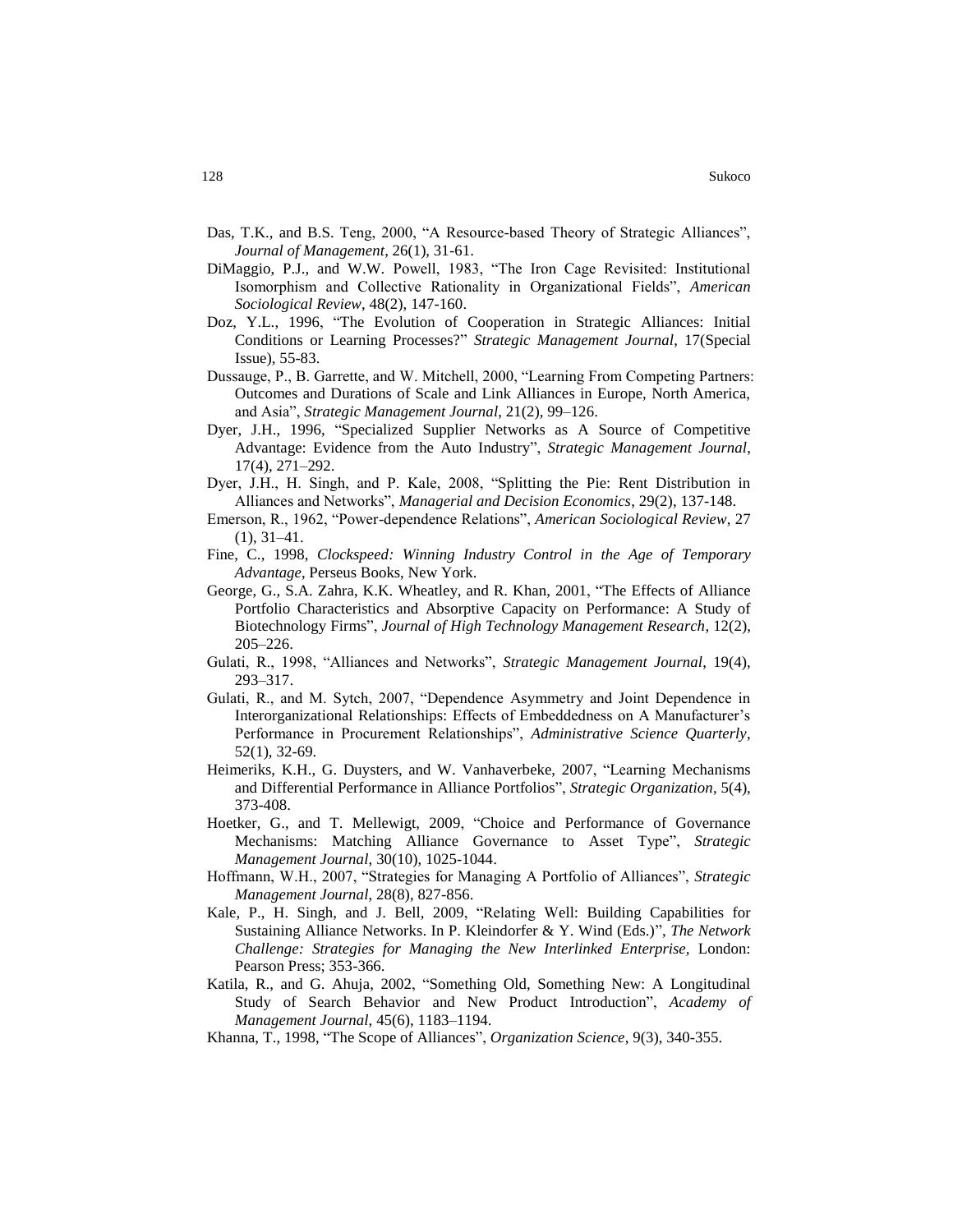Das, T.K., and B.S. Teng, 2000, "A Resource-based Theory of Strategic Alliances", *Journal of Management*, 26(1), 31-61.

DiMaggio, P.J., and W.W. Powell, 1983, "The Iron Cage Revisited: Institutional Isomorphism and Collective Rationality in Organizational Fields", *American Sociological Review*, 48(2), 147-160.

Doz, Y.L., 1996, "The Evolution of Cooperation in Strategic Alliances: Initial Conditions or Learning Processes?" *Strategic Management Journal*, 17(Special Issue), 55-83.

Dussauge, P., B. Garrette, and W. Mitchell, 2000, "Learning From Competing Partners: Outcomes and Durations of Scale and Link Alliances in Europe, North America, and Asia", *Strategic Management Journal*, 21(2), 99–126.

Dyer, J.H., 1996, "Specialized Supplier Networks as A Source of Competitive Advantage: Evidence from the Auto Industry", *Strategic Management Journal*, 17(4), 271–292.

Dyer, J.H., H. Singh, and P. Kale, 2008, "Splitting the Pie: Rent Distribution in Alliances and Networks", *Managerial and Decision Economics*, 29(2), 137-148.

Emerson, R., 1962, "Power-dependence Relations", *American Sociological Review*, 27 (1), 31–41.

Fine, C., 1998, *Clockspeed: Winning Industry Control in the Age of Temporary Advantage*, Perseus Books, New York.

George, G., S.A. Zahra, K.K. Wheatley, and R. Khan, 2001, "The Effects of Alliance Portfolio Characteristics and Absorptive Capacity on Performance: A Study of Biotechnology Firms", *Journal of High Technology Management Research*, 12(2), 205–226.

Gulati, R., 1998, "Alliances and Networks", *Strategic Management Journal*, 19(4), 293–317.

Gulati, R., and M. Sytch, 2007, "Dependence Asymmetry and Joint Dependence in Interorganizational Relationships: Effects of Embeddedness on A Manufacturer's Performance in Procurement Relationships", *Administrative Science Quarterly*, 52(1), 32-69.

Heimeriks, K.H., G. Duysters, and W. Vanhaverbeke, 2007, "Learning Mechanisms and Differential Performance in Alliance Portfolios", *Strategic Organization*, 5(4), 373-408.

Hoetker, G., and T. Mellewigt, 2009, "Choice and Performance of Governance Mechanisms: Matching Alliance Governance to Asset Type", *Strategic Management Journal*, 30(10), 1025-1044.

Hoffmann, W.H., 2007, "Strategies for Managing A Portfolio of Alliances", *Strategic Management Journal*, 28(8), 827-856.

Kale, P., H. Singh, and J. Bell, 2009, "Relating Well: Building Capabilities for Sustaining Alliance Networks. In P. Kleindorfer & Y. Wind (Eds.)", *The Network Challenge: Strategies for Managing the New Interlinked Enterprise*, London: Pearson Press; 353-366.

Katila, R., and G. Ahuja, 2002, "Something Old, Something New: A Longitudinal Study of Search Behavior and New Product Introduction", *Academy of Management Journal*, 45(6), 1183–1194.

Khanna, T., 1998, "The Scope of Alliances", *Organization Science*, 9(3), 340-355.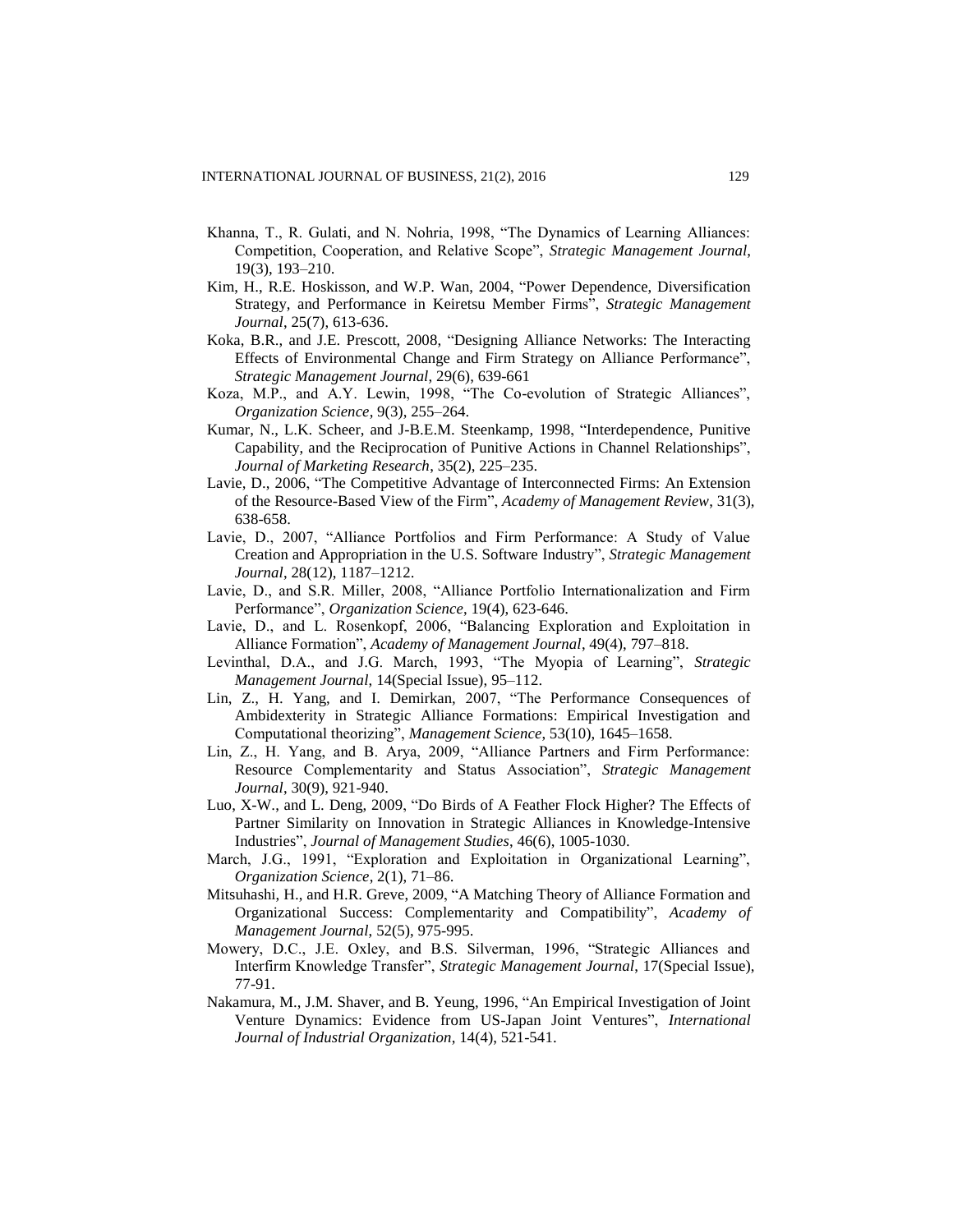Khanna, T., R. Gulati, and N. Nohria, 1998, "The Dynamics of Learning Alliances: Competition, Cooperation, and Relative Scope", *Strategic Management Journal*, 19(3), 193–210.

Kim, H., R.E. Hoskisson, and W.P. Wan, 2004, "Power Dependence, Diversification Strategy, and Performance in Keiretsu Member Firms", *Strategic Management Journal*, 25(7), 613-636.

Koka, B.R., and J.E. Prescott, 2008, "Designing Alliance Networks: The Interacting Effects of Environmental Change and Firm Strategy on Alliance Performance", *Strategic Management Journal*, 29(6), 639-661

Koza, M.P., and A.Y. Lewin, 1998, "The Co-evolution of Strategic Alliances", *Organization Science*, 9(3), 255–264.

Kumar, N., L.K. Scheer, and J-B.E.M. Steenkamp, 1998, "Interdependence, Punitive Capability, and the Reciprocation of Punitive Actions in Channel Relationships", *Journal of Marketing Research*, 35(2), 225–235.

Lavie, D., 2006, "The Competitive Advantage of Interconnected Firms: An Extension of the Resource-Based View of the Firm", *Academy of Management Review*, 31(3), 638-658.

Lavie, D., 2007, "Alliance Portfolios and Firm Performance: A Study of Value Creation and Appropriation in the U.S. Software Industry", *Strategic Management Journal*, 28(12), 1187–1212.

Lavie, D., and S.R. Miller, 2008, "Alliance Portfolio Internationalization and Firm Performance", *Organization Science*, 19(4), 623-646.

Lavie, D., and L. Rosenkopf, 2006, "Balancing Exploration and Exploitation in Alliance Formation", *Academy of Management Journal*, 49(4), 797–818.

Levinthal, D.A., and J.G. March, 1993, "The Myopia of Learning", *Strategic Management Journal*, 14(Special Issue), 95–112.

Lin, Z., H. Yang, and I. Demirkan, 2007, "The Performance Consequences of Ambidexterity in Strategic Alliance Formations: Empirical Investigation and Computational theorizing", *Management Science*, 53(10), 1645–1658.

Lin, Z., H. Yang, and B. Arya, 2009, "Alliance Partners and Firm Performance: Resource Complementarity and Status Association", *Strategic Management Journal*, 30(9), 921-940.

Luo, X-W., and L. Deng, 2009, "Do Birds of A Feather Flock Higher? The Effects of Partner Similarity on Innovation in Strategic Alliances in Knowledge-Intensive Industries", *Journal of Management Studies*, 46(6), 1005-1030.

March, J.G., 1991, "Exploration and Exploitation in Organizational Learning", *Organization Science*, 2(1), 71–86.

Mitsuhashi, H., and H.R. Greve, 2009, "A Matching Theory of Alliance Formation and Organizational Success: Complementarity and Compatibility", *Academy of Management Journal*, 52(5), 975-995.

Mowery, D.C., J.E. Oxley, and B.S. Silverman, 1996, "Strategic Alliances and Interfirm Knowledge Transfer", *Strategic Management Journal*, 17(Special Issue), 77-91.

Nakamura, M., J.M. Shaver, and B. Yeung, 1996, "An Empirical Investigation of Joint Venture Dynamics: Evidence from US-Japan Joint Ventures", *International Journal of Industrial Organization*, 14(4), 521-541.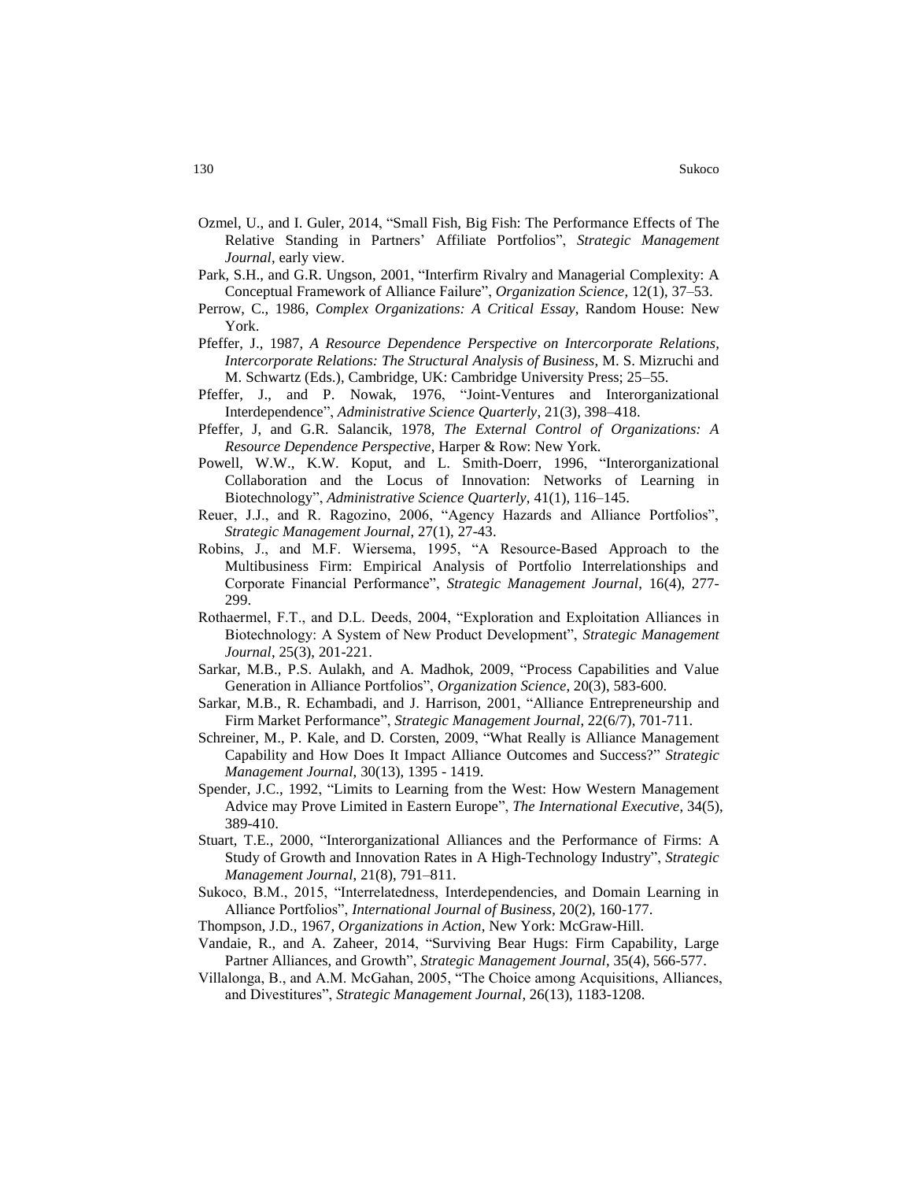Ozmel, U., and I. Guler, 2014, "Small Fish, Big Fish: The Performance Effects of The Relative Standing in Partners' Affiliate Portfolios", *Strategic Management Journal*, early view.

Park, S.H., and G.R. Ungson, 2001, "Interfirm Rivalry and Managerial Complexity: A Conceptual Framework of Alliance Failure", *Organization Science*, 12(1), 37–53.

Perrow, C., 1986, *Complex Organizations: A Critical Essay*, Random House: New York.

Pfeffer, J., 1987, *A Resource Dependence Perspective on Intercorporate Relations, Intercorporate Relations: The Structural Analysis of Business*, M. S. Mizruchi and M. Schwartz (Eds.), Cambridge, UK: Cambridge University Press; 25–55.

Pfeffer, J., and P. Nowak, 1976, "Joint-Ventures and Interorganizational Interdependence", *Administrative Science Quarterly*, 21(3), 398–418.

Pfeffer, J, and G.R. Salancik, 1978, *The External Control of Organizations: A Resource Dependence Perspective*, Harper & Row: New York.

Powell, W.W., K.W. Koput, and L. Smith-Doerr, 1996, "Interorganizational Collaboration and the Locus of Innovation: Networks of Learning in Biotechnology", *Administrative Science Quarterly*, 41(1), 116–145.

Reuer, J.J., and R. Ragozino, 2006, "Agency Hazards and Alliance Portfolios", *Strategic Management Journal*, 27(1), 27-43.

Robins, J., and M.F. Wiersema, 1995, "A Resource-Based Approach to the Multibusiness Firm: Empirical Analysis of Portfolio Interrelationships and Corporate Financial Performance", *Strategic Management Journal*, 16(4), 277-299.

Rothaermel, F.T., and D.L. Deeds, 2004, "Exploration and Exploitation Alliances in Biotechnology: A System of New Product Development", *Strategic Management Journal*, 25(3), 201-221.

Sarkar, M.B., P.S. Aulakh, and A. Madhok, 2009, "Process Capabilities and Value Generation in Alliance Portfolios", *Organization Science*, 20(3), 583-600.

Sarkar, M.B., R. Echambadi, and J. Harrison, 2001, "Alliance Entrepreneurship and Firm Market Performance", *Strategic Management Journal*, 22(6/7), 701-711.

Schreiner, M., P. Kale, and D. Corsten, 2009, "What Really is Alliance Management Capability and How Does It Impact Alliance Outcomes and Success?" *Strategic Management Journal*, 30(13), 1395 - 1419.

Spender, J.C., 1992, "Limits to Learning from the West: How Western Management Advice may Prove Limited in Eastern Europe", *The International Executive*, 34(5), 389-410.

Stuart, T.E., 2000, "Interorganizational Alliances and the Performance of Firms: A Study of Growth and Innovation Rates in A High-Technology Industry", *Strategic Management Journal*, 21(8), 791–811.

Sukoco, B.M., 2015, "Interrelatedness, Interdependencies, and Domain Learning in Alliance Portfolios", *International Journal of Business*, 20(2), 160-177.

Thompson, J.D., 1967, *Organizations in Action*, New York: McGraw-Hill.

Vandaie, R., and A. Zaheer, 2014, "Surviving Bear Hugs: Firm Capability, Large Partner Alliances, and Growth", *Strategic Management Journal*, 35(4), 566-577.

Villalonga, B., and A.M. McGahan, 2005, "The Choice among Acquisitions, Alliances, and Divestitures", *Strategic Management Journal*, 26(13), 1183-1208.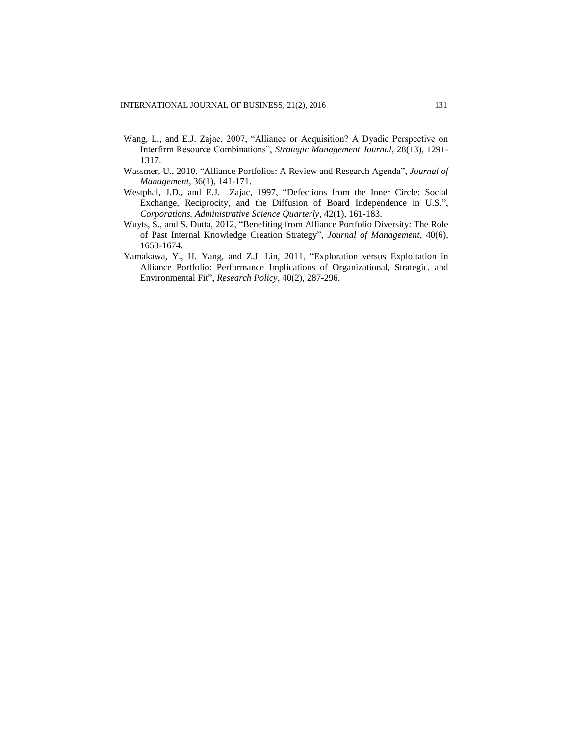Wang, L., and E.J. Zajac, 2007, "Alliance or Acquisition? A Dyadic Perspective on Interfirm Resource Combinations", *Strategic Management Journal*, 28(13), 1291-1317.

Wassmer, U., 2010, "Alliance Portfolios: A Review and Research Agenda", *Journal of Management*, 36(1), 141-171.

Westphal, J.D., and E.J. Zajac, 1997, "Defections from the Inner Circle: Social Exchange, Reciprocity, and the Diffusion of Board Independence in U.S.", *Corporations. Administrative Science Quarterly*, 42(1), 161-183.

Wuyts, S., and S. Dutta, 2012, "Benefiting from Alliance Portfolio Diversity: The Role of Past Internal Knowledge Creation Strategy", *Journal of Management*, 40(6), 1653-1674.

Yamakawa, Y., H. Yang, and Z.J. Lin, 2011, "Exploration versus Exploitation in Alliance Portfolio: Performance Implications of Organizational, Strategic, and Environmental Fit", *Research Policy*, 40(2), 287-296.